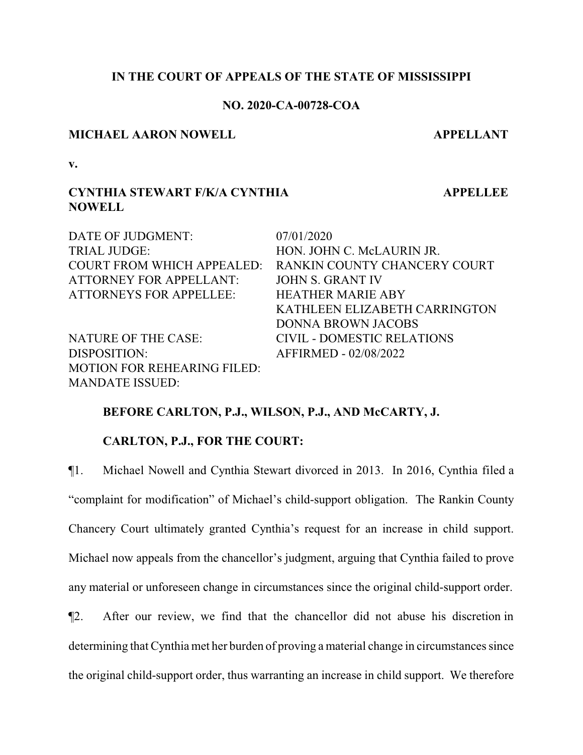**IN THE COURT OF APPEALS OF THE STATE OF MISSISSIPPI**

**NO. 2020-CA-00728-COA**

**MICHAEL AARON NOWELL** **APPELLANT**

**v.**

**CYNTHIA STEWART F/K/A CYNTHIA NOWELL** **APPELLEE**

| | |
|---|---|
| DATE OF JUDGMENT: | 07/01/2020 |
| TRIAL JUDGE: | HON. JOHN C. McLAURIN JR. |
| COURT FROM WHICH APPEALED: | RANKIN COUNTY CHANCERY COURT |
| ATTORNEY FOR APPELLANT: | JOHN S. GRANT IV |
| ATTORNEYS FOR APPELLEE: | HEATHER MARIE ABY<br>KATHLEEN ELIZABETH CARRINGTON<br>DONNA BROWN JACOBS |
| NATURE OF THE CASE: | CIVIL - DOMESTIC RELATIONS |
| DISPOSITION: | AFFIRMED - 02/08/2022 |
| MOTION FOR REHEARING FILED: | |
| MANDATE ISSUED: | |

**BEFORE CARLTON, P.J., WILSON, P.J., AND McCARTY, J.**

**CARLTON, P.J., FOR THE COURT:**

¶1. Michael Nowell and Cynthia Stewart divorced in 2013. In 2016, Cynthia filed a "complaint for modification" of Michael's child-support obligation. The Rankin County Chancery Court ultimately granted Cynthia's request for an increase in child support. Michael now appeals from the chancellor's judgment, arguing that Cynthia failed to prove any material or unforeseen change in circumstances since the original child-support order.

¶2. After our review, we find that the chancellor did not abuse his discretion in determining that Cynthia met her burden of proving a material change in circumstances since the original child-support order, thus warranting an increase in child support. We therefore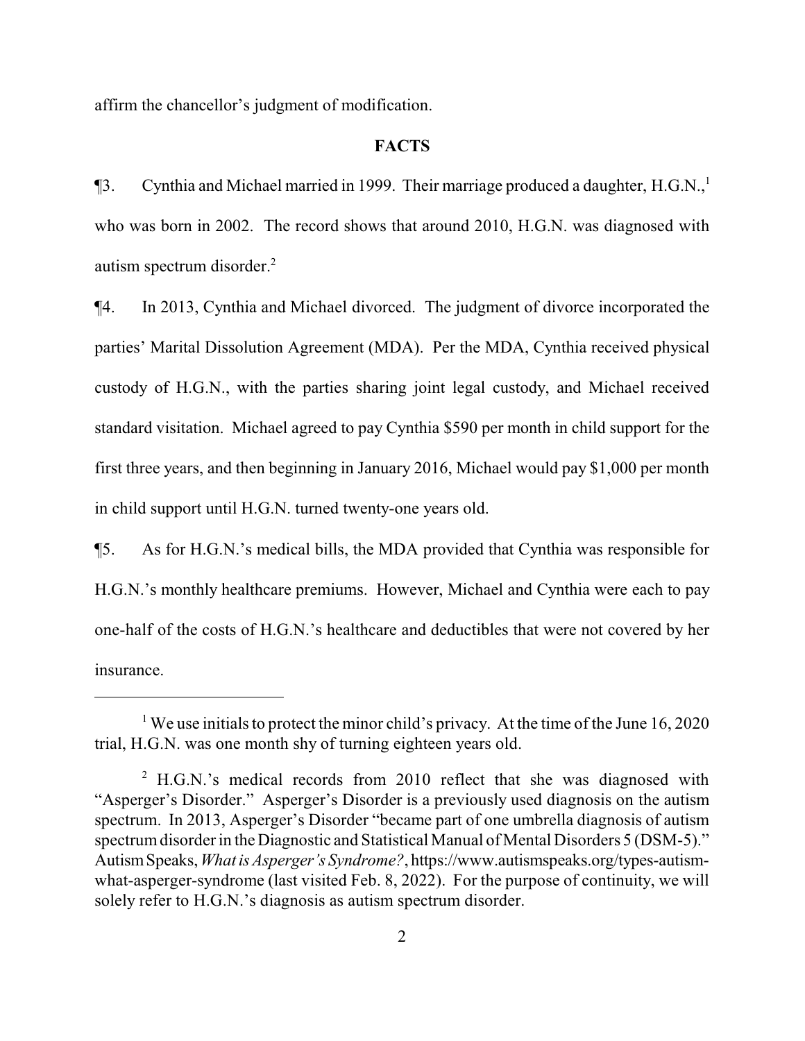affirm the chancellor's judgment of modification.

## FACTS

¶3. Cynthia and Michael married in 1999. Their marriage produced a daughter, H.G.N.,[1] who was born in 2002. The record shows that around 2010, H.G.N. was diagnosed with autism spectrum disorder.[2]

¶4. In 2013, Cynthia and Michael divorced. The judgment of divorce incorporated the parties' Marital Dissolution Agreement (MDA). Per the MDA, Cynthia received physical custody of H.G.N., with the parties sharing joint legal custody, and Michael received standard visitation. Michael agreed to pay Cynthia $590 per month in child support for the first three years, and then beginning in January 2016, Michael would pay $1,000 per month in child support until H.G.N. turned twenty-one years old.

¶5. As for H.G.N.'s medical bills, the MDA provided that Cynthia was responsible for H.G.N.'s monthly healthcare premiums. However, Michael and Cynthia were each to pay one-half of the costs of H.G.N.'s healthcare and deductibles that were not covered by her insurance.

---

[1] We use initials to protect the minor child's privacy. At the time of the June 16, 2020 trial, H.G.N. was one month shy of turning eighteen years old.

[2] H.G.N.'s medical records from 2010 reflect that she was diagnosed with "Asperger's Disorder." Asperger's Disorder is a previously used diagnosis on the autism spectrum. In 2013, Asperger's Disorder "became part of one umbrella diagnosis of autism spectrum disorder in the Diagnostic and Statistical Manual of Mental Disorders 5 (DSM-5)." Autism Speaks, *What is Asperger's Syndrome?*, https://www.autismspeaks.org/types-autism-what-asperger-syndrome (last visited Feb. 8, 2022). For the purpose of continuity, we will solely refer to H.G.N.'s diagnosis as autism spectrum disorder.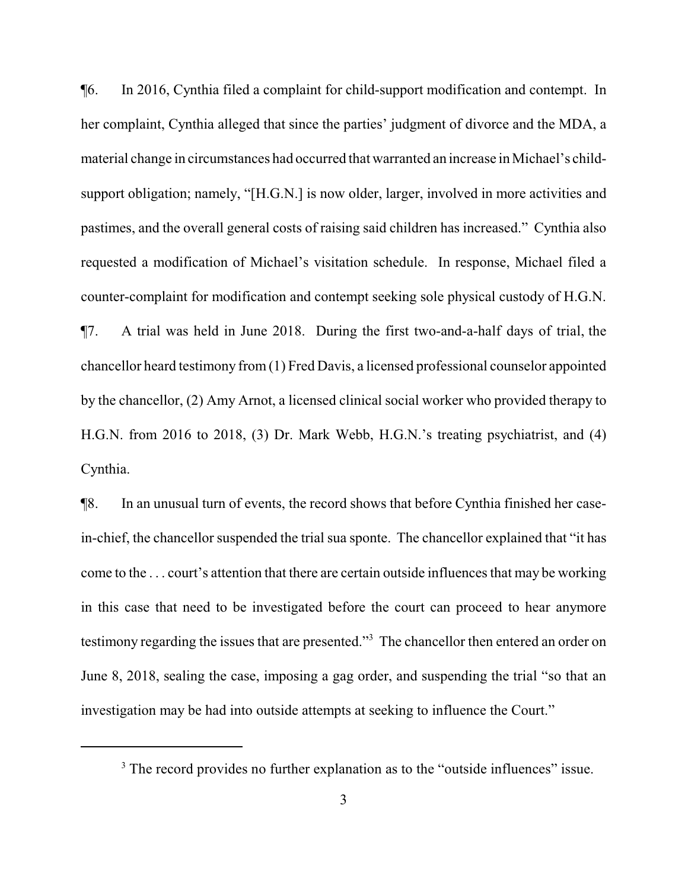¶6. In 2016, Cynthia filed a complaint for child-support modification and contempt. In her complaint, Cynthia alleged that since the parties' judgment of divorce and the MDA, a material change in circumstances had occurred that warranted an increase in Michael's child-support obligation; namely, "[H.G.N.] is now older, larger, involved in more activities and pastimes, and the overall general costs of raising said children has increased." Cynthia also requested a modification of Michael's visitation schedule. In response, Michael filed a counter-complaint for modification and contempt seeking sole physical custody of H.G.N.

¶7. A trial was held in June 2018. During the first two-and-a-half days of trial, the chancellor heard testimony from (1) Fred Davis, a licensed professional counselor appointed by the chancellor, (2) Amy Arnot, a licensed clinical social worker who provided therapy to H.G.N. from 2016 to 2018, (3) Dr. Mark Webb, H.G.N.'s treating psychiatrist, and (4) Cynthia.

¶8. In an unusual turn of events, the record shows that before Cynthia finished her case-in-chief, the chancellor suspended the trial sua sponte. The chancellor explained that "it has come to the . . . court's attention that there are certain outside influences that may be working in this case that need to be investigated before the court can proceed to hear anymore testimony regarding the issues that are presented."[3] The chancellor then entered an order on June 8, 2018, sealing the case, imposing a gag order, and suspending the trial "so that an investigation may be had into outside attempts at seeking to influence the Court."

[3] The record provides no further explanation as to the "outside influences" issue.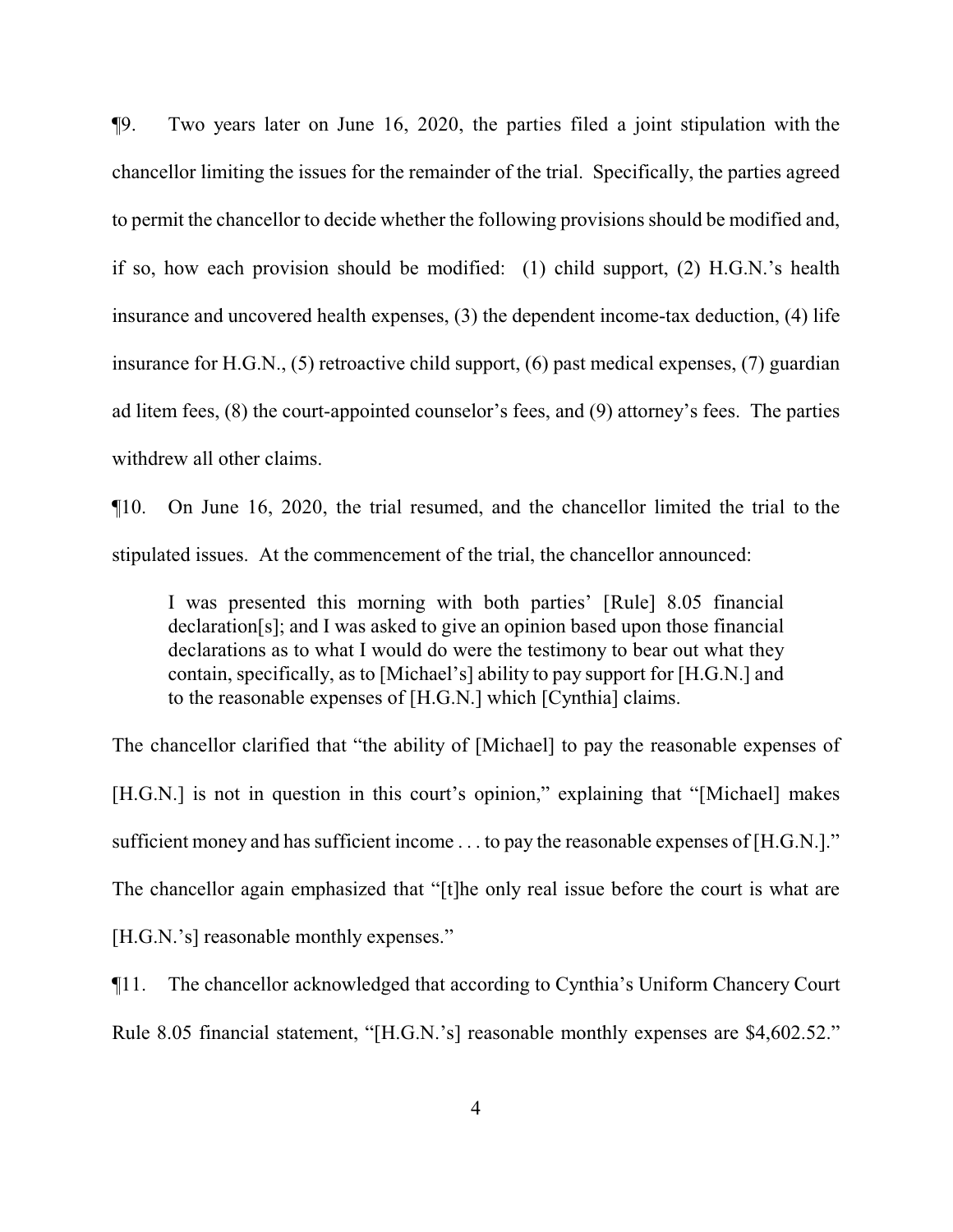¶9. Two years later on June 16, 2020, the parties filed a joint stipulation with the chancellor limiting the issues for the remainder of the trial. Specifically, the parties agreed to permit the chancellor to decide whether the following provisions should be modified and, if so, how each provision should be modified: (1) child support, (2) H.G.N.'s health insurance and uncovered health expenses, (3) the dependent income-tax deduction, (4) life insurance for H.G.N., (5) retroactive child support, (6) past medical expenses, (7) guardian ad litem fees, (8) the court-appointed counselor's fees, and (9) attorney's fees. The parties withdrew all other claims.

¶10. On June 16, 2020, the trial resumed, and the chancellor limited the trial to the stipulated issues. At the commencement of the trial, the chancellor announced:

> I was presented this morning with both parties' [Rule] 8.05 financial declaration[s]; and I was asked to give an opinion based upon those financial declarations as to what I would do were the testimony to bear out what they contain, specifically, as to [Michael's] ability to pay support for [H.G.N.] and to the reasonable expenses of [H.G.N.] which [Cynthia] claims.

The chancellor clarified that "the ability of [Michael] to pay the reasonable expenses of [H.G.N.] is not in question in this court's opinion," explaining that "[Michael] makes sufficient money and has sufficient income . . . to pay the reasonable expenses of [H.G.N.]." The chancellor again emphasized that "[t]he only real issue before the court is what are [H.G.N.'s] reasonable monthly expenses."

¶11. The chancellor acknowledged that according to Cynthia's Uniform Chancery Court Rule 8.05 financial statement, "[H.G.N.'s] reasonable monthly expenses are $4,602.52."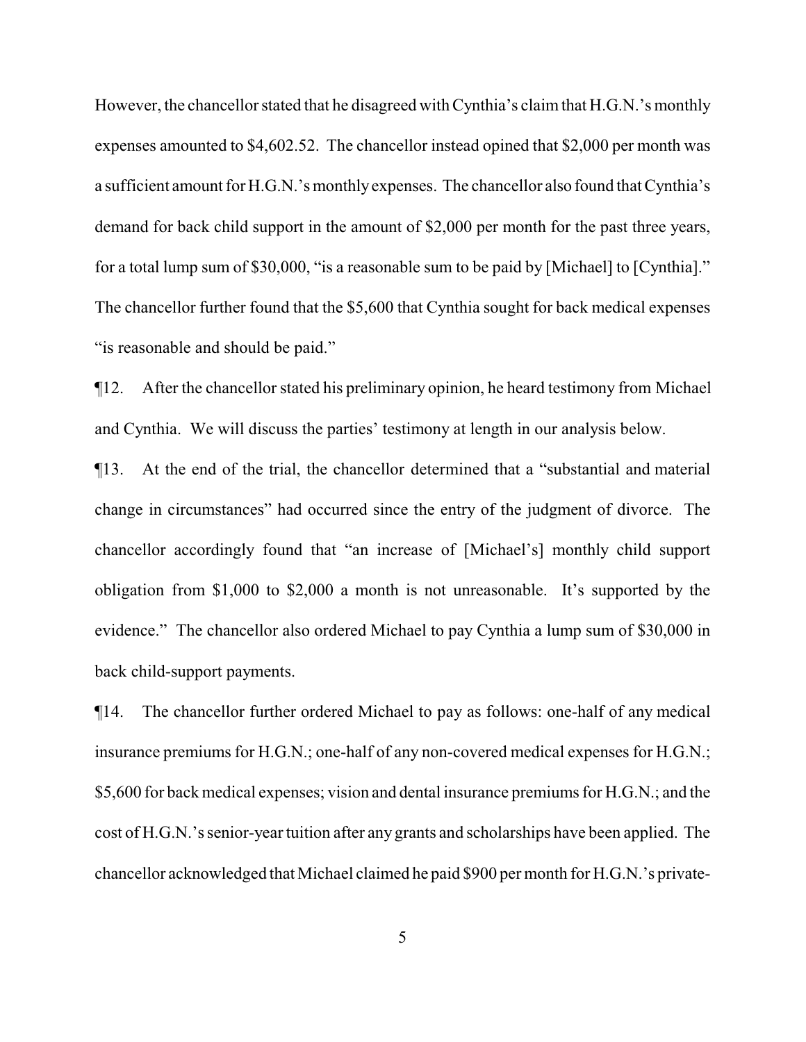However, the chancellor stated that he disagreed with Cynthia's claim that H.G.N.'s monthly expenses amounted to $4,602.52. The chancellor instead opined that $2,000 per month was a sufficient amount for H.G.N.'s monthly expenses. The chancellor also found that Cynthia's demand for back child support in the amount of $2,000 per month for the past three years, for a total lump sum of $30,000, "is a reasonable sum to be paid by [Michael] to [Cynthia]." The chancellor further found that the $5,600 that Cynthia sought for back medical expenses "is reasonable and should be paid."

¶12. After the chancellor stated his preliminary opinion, he heard testimony from Michael and Cynthia. We will discuss the parties' testimony at length in our analysis below.

¶13. At the end of the trial, the chancellor determined that a "substantial and material change in circumstances" had occurred since the entry of the judgment of divorce. The chancellor accordingly found that "an increase of [Michael's] monthly child support obligation from $1,000 to $2,000 a month is not unreasonable. It's supported by the evidence." The chancellor also ordered Michael to pay Cynthia a lump sum of $30,000 in back child-support payments.

¶14. The chancellor further ordered Michael to pay as follows: one-half of any medical insurance premiums for H.G.N.; one-half of any non-covered medical expenses for H.G.N.; $5,600 for back medical expenses; vision and dental insurance premiums for H.G.N.; and the cost of H.G.N.'s senior-year tuition after any grants and scholarships have been applied. The chancellor acknowledged that Michael claimed he paid $900 per month for H.G.N.'s private-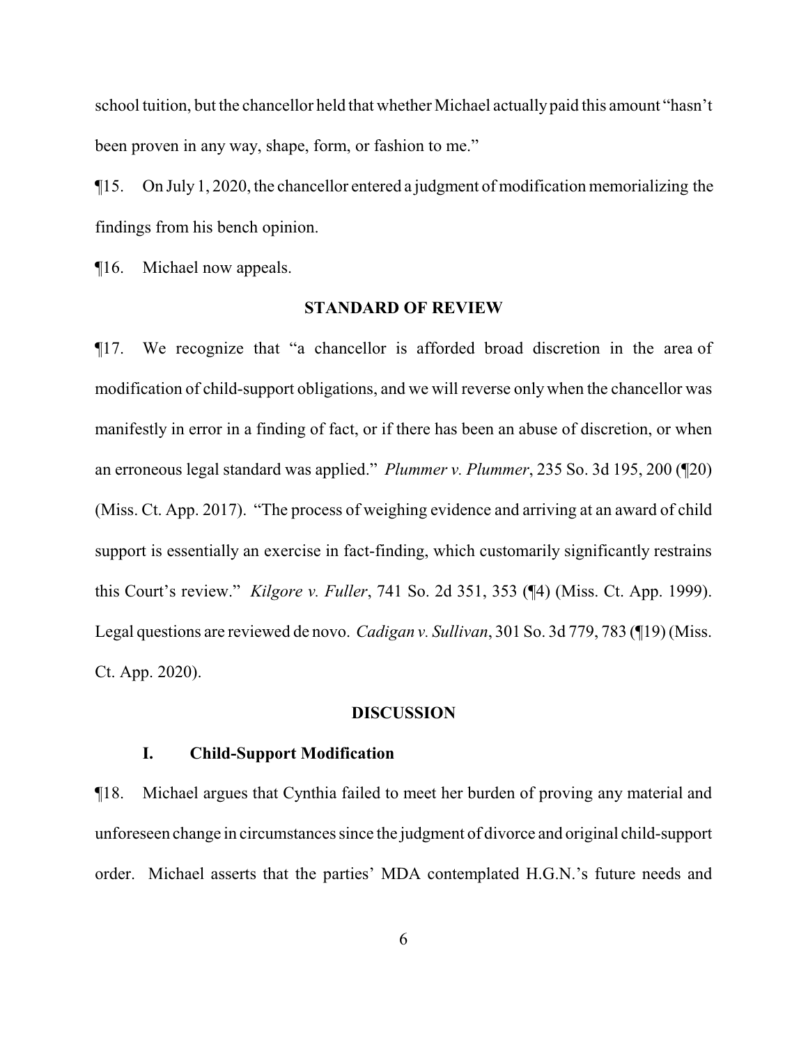school tuition, but the chancellor held that whether Michael actually paid this amount "hasn't been proven in any way, shape, form, or fashion to me."

¶15. On July 1, 2020, the chancellor entered a judgment of modification memorializing the findings from his bench opinion.

¶16. Michael now appeals.

## STANDARD OF REVIEW

¶17. We recognize that "a chancellor is afforded broad discretion in the area of modification of child-support obligations, and we will reverse only when the chancellor was manifestly in error in a finding of fact, or if there has been an abuse of discretion, or when an erroneous legal standard was applied." *Plummer v. Plummer*, 235 So. 3d 195, 200 (¶20) (Miss. Ct. App. 2017). "The process of weighing evidence and arriving at an award of child support is essentially an exercise in fact-finding, which customarily significantly restrains this Court's review." *Kilgore v. Fuller*, 741 So. 2d 351, 353 (¶4) (Miss. Ct. App. 1999). Legal questions are reviewed de novo. *Cadigan v. Sullivan*, 301 So. 3d 779, 783 (¶19) (Miss. Ct. App. 2020).

## DISCUSSION

### I. Child-Support Modification

¶18. Michael argues that Cynthia failed to meet her burden of proving any material and unforeseen change in circumstances since the judgment of divorce and original child-support order. Michael asserts that the parties' MDA contemplated H.G.N.'s future needs and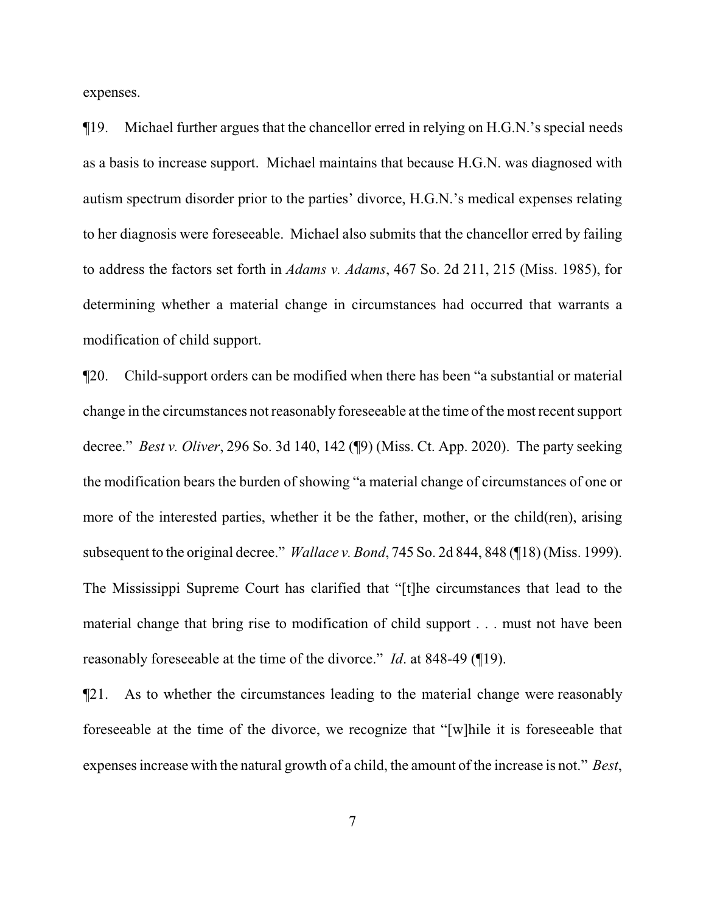expenses.

¶19. Michael further argues that the chancellor erred in relying on H.G.N.'s special needs as a basis to increase support. Michael maintains that because H.G.N. was diagnosed with autism spectrum disorder prior to the parties' divorce, H.G.N.'s medical expenses relating to her diagnosis were foreseeable. Michael also submits that the chancellor erred by failing to address the factors set forth in *Adams v. Adams*, 467 So. 2d 211, 215 (Miss. 1985), for determining whether a material change in circumstances had occurred that warrants a modification of child support.

¶20. Child-support orders can be modified when there has been "a substantial or material change in the circumstances not reasonably foreseeable at the time of the most recent support decree." *Best v. Oliver*, 296 So. 3d 140, 142 (¶9) (Miss. Ct. App. 2020). The party seeking the modification bears the burden of showing "a material change of circumstances of one or more of the interested parties, whether it be the father, mother, or the child(ren), arising subsequent to the original decree." *Wallace v. Bond*, 745 So. 2d 844, 848 (¶18) (Miss. 1999). The Mississippi Supreme Court has clarified that "[t]he circumstances that lead to the material change that bring rise to modification of child support . . . must not have been reasonably foreseeable at the time of the divorce." *Id*. at 848-49 (¶19).

¶21. As to whether the circumstances leading to the material change were reasonably foreseeable at the time of the divorce, we recognize that "[w]hile it is foreseeable that expenses increase with the natural growth of a child, the amount of the increase is not." *Best*,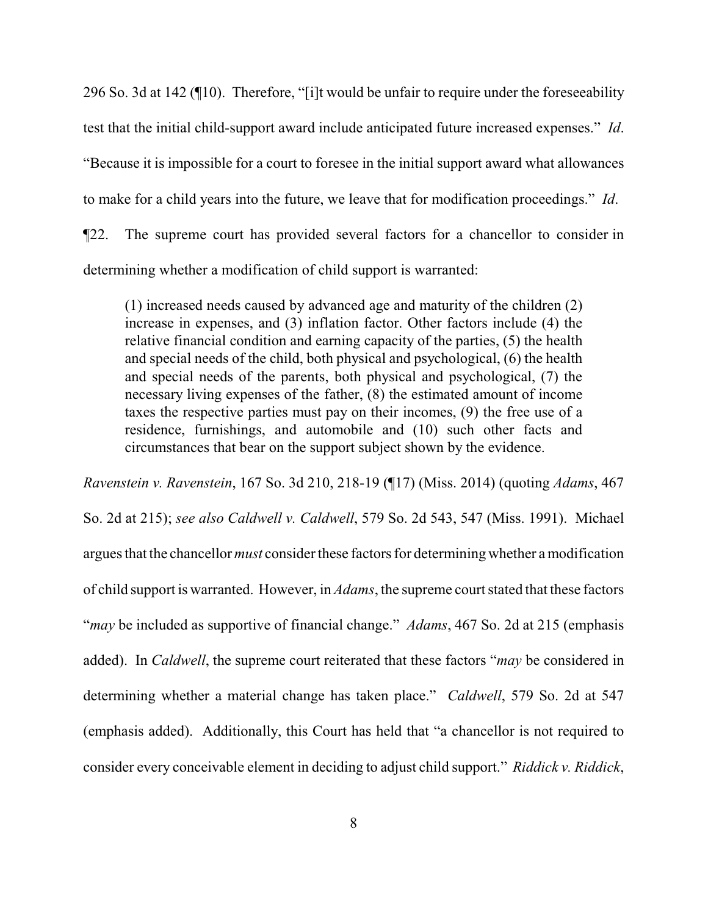296 So. 3d at 142 (¶10). Therefore, "[i]t would be unfair to require under the foreseeability test that the initial child-support award include anticipated future increased expenses." *Id*. "Because it is impossible for a court to foresee in the initial support award what allowances to make for a child years into the future, we leave that for modification proceedings." *Id*.

¶22. The supreme court has provided several factors for a chancellor to consider in determining whether a modification of child support is warranted:

> (1) increased needs caused by advanced age and maturity of the children (2) increase in expenses, and (3) inflation factor. Other factors include (4) the relative financial condition and earning capacity of the parties, (5) the health and special needs of the child, both physical and psychological, (6) the health and special needs of the parents, both physical and psychological, (7) the necessary living expenses of the father, (8) the estimated amount of income taxes the respective parties must pay on their incomes, (9) the free use of a residence, furnishings, and automobile and (10) such other facts and circumstances that bear on the support subject shown by the evidence.

*Ravenstein v. Ravenstein*, 167 So. 3d 210, 218-19 (¶17) (Miss. 2014) (quoting *Adams*, 467 So. 2d at 215); *see also Caldwell v. Caldwell*, 579 So. 2d 543, 547 (Miss. 1991). Michael argues that the chancellor *must* consider these factors for determining whether a modification of child support is warranted. However, in *Adams*, the supreme court stated that these factors "*may* be included as supportive of financial change." *Adams*, 467 So. 2d at 215 (emphasis added). In *Caldwell*, the supreme court reiterated that these factors "*may* be considered in determining whether a material change has taken place." *Caldwell*, 579 So. 2d at 547 (emphasis added). Additionally, this Court has held that "a chancellor is not required to consider every conceivable element in deciding to adjust child support." *Riddick v. Riddick*,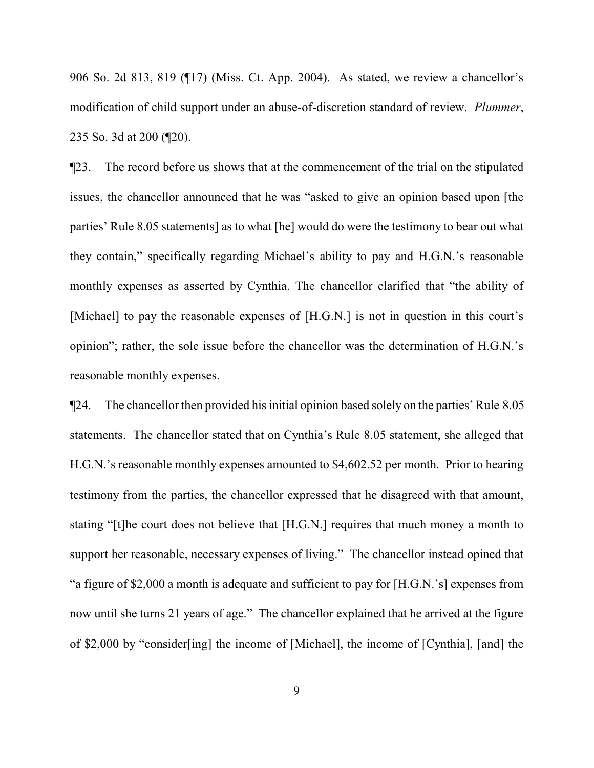906 So. 2d 813, 819 (¶17) (Miss. Ct. App. 2004). As stated, we review a chancellor's modification of child support under an abuse-of-discretion standard of review. *Plummer*, 235 So. 3d at 200 (¶20).

¶23. The record before us shows that at the commencement of the trial on the stipulated issues, the chancellor announced that he was "asked to give an opinion based upon [the parties' Rule 8.05 statements] as to what [he] would do were the testimony to bear out what they contain," specifically regarding Michael's ability to pay and H.G.N.'s reasonable monthly expenses as asserted by Cynthia. The chancellor clarified that "the ability of [Michael] to pay the reasonable expenses of [H.G.N.] is not in question in this court's opinion"; rather, the sole issue before the chancellor was the determination of H.G.N.'s reasonable monthly expenses.

¶24. The chancellor then provided his initial opinion based solely on the parties' Rule 8.05 statements. The chancellor stated that on Cynthia's Rule 8.05 statement, she alleged that H.G.N.'s reasonable monthly expenses amounted to $4,602.52 per month. Prior to hearing testimony from the parties, the chancellor expressed that he disagreed with that amount, stating "[t]he court does not believe that [H.G.N.] requires that much money a month to support her reasonable, necessary expenses of living." The chancellor instead opined that "a figure of $2,000 a month is adequate and sufficient to pay for [H.G.N.'s] expenses from now until she turns 21 years of age." The chancellor explained that he arrived at the figure of $2,000 by "consider[ing] the income of [Michael], the income of [Cynthia], [and] the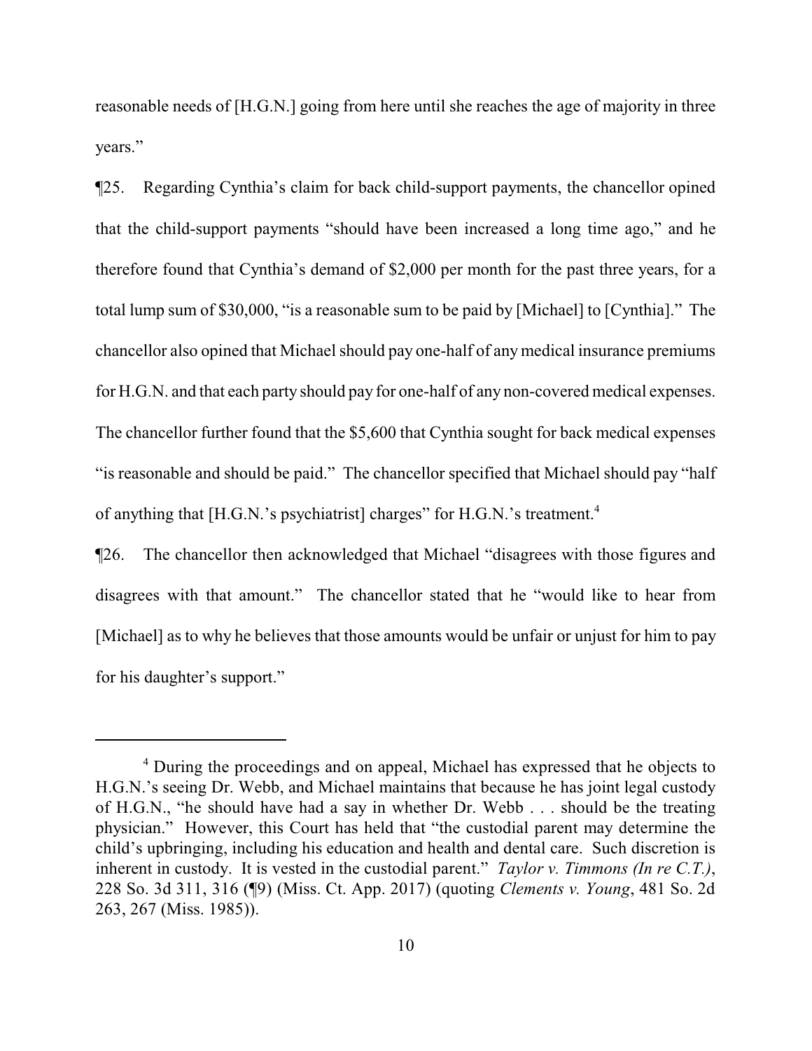reasonable needs of [H.G.N.] going from here until she reaches the age of majority in three years."

¶25. Regarding Cynthia's claim for back child-support payments, the chancellor opined that the child-support payments "should have been increased a long time ago," and he therefore found that Cynthia's demand of $2,000 per month for the past three years, for a total lump sum of $30,000, "is a reasonable sum to be paid by [Michael] to [Cynthia]." The chancellor also opined that Michael should pay one-half of any medical insurance premiums for H.G.N. and that each party should pay for one-half of any non-covered medical expenses. The chancellor further found that the $5,600 that Cynthia sought for back medical expenses "is reasonable and should be paid." The chancellor specified that Michael should pay "half of anything that [H.G.N.'s psychiatrist] charges" for H.G.N.'s treatment.[4]

¶26. The chancellor then acknowledged that Michael "disagrees with those figures and disagrees with that amount." The chancellor stated that he "would like to hear from [Michael] as to why he believes that those amounts would be unfair or unjust for him to pay for his daughter's support."

---

[4] During the proceedings and on appeal, Michael has expressed that he objects to H.G.N.'s seeing Dr. Webb, and Michael maintains that because he has joint legal custody of H.G.N., "he should have had a say in whether Dr. Webb . . . should be the treating physician." However, this Court has held that "the custodial parent may determine the child's upbringing, including his education and health and dental care. Such discretion is inherent in custody. It is vested in the custodial parent." *Taylor v. Timmons (In re C.T.)*, 228 So. 3d 311, 316 (¶9) (Miss. Ct. App. 2017) (quoting *Clements v. Young*, 481 So. 2d 263, 267 (Miss. 1985)).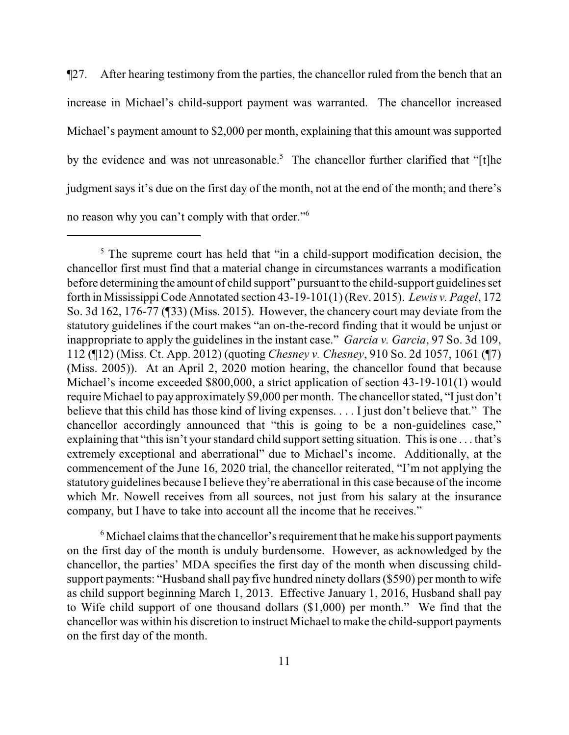¶27. After hearing testimony from the parties, the chancellor ruled from the bench that an increase in Michael's child-support payment was warranted. The chancellor increased Michael's payment amount to $2,000 per month, explaining that this amount was supported by the evidence and was not unreasonable.[5] The chancellor further clarified that "[t]he judgment says it's due on the first day of the month, not at the end of the month; and there's no reason why you can't comply with that order."[6]

---

[5] The supreme court has held that "in a child-support modification decision, the chancellor first must find that a material change in circumstances warrants a modification before determining the amount of child support" pursuant to the child-support guidelines set forth in Mississippi Code Annotated section 43-19-101(1) (Rev. 2015). *Lewis v. Pagel*, 172 So. 3d 162, 176-77 (¶33) (Miss. 2015). However, the chancery court may deviate from the statutory guidelines if the court makes "an on-the-record finding that it would be unjust or inappropriate to apply the guidelines in the instant case." *Garcia v. Garcia*, 97 So. 3d 109, 112 (¶12) (Miss. Ct. App. 2012) (quoting *Chesney v. Chesney*, 910 So. 2d 1057, 1061 (¶7) (Miss. 2005)). At an April 2, 2020 motion hearing, the chancellor found that because Michael's income exceeded $800,000, a strict application of section 43-19-101(1) would require Michael to pay approximately $9,000 per month. The chancellor stated, "I just don't believe that this child has those kind of living expenses. . . . I just don't believe that." The chancellor accordingly announced that "this is going to be a non-guidelines case," explaining that "this isn't your standard child support setting situation. This is one . . . that's extremely exceptional and aberrational" due to Michael's income. Additionally, at the commencement of the June 16, 2020 trial, the chancellor reiterated, "I'm not applying the statutory guidelines because I believe they're aberrational in this case because of the income which Mr. Nowell receives from all sources, not just from his salary at the insurance company, but I have to take into account all the income that he receives."

[6] Michael claims that the chancellor's requirement that he make his support payments on the first day of the month is unduly burdensome. However, as acknowledged by the chancellor, the parties' MDA specifies the first day of the month when discussing child-support payments: "Husband shall pay five hundred ninety dollars ($590) per month to wife as child support beginning March 1, 2013. Effective January 1, 2016, Husband shall pay to Wife child support of one thousand dollars ($1,000) per month." We find that the chancellor was within his discretion to instruct Michael to make the child-support payments on the first day of the month.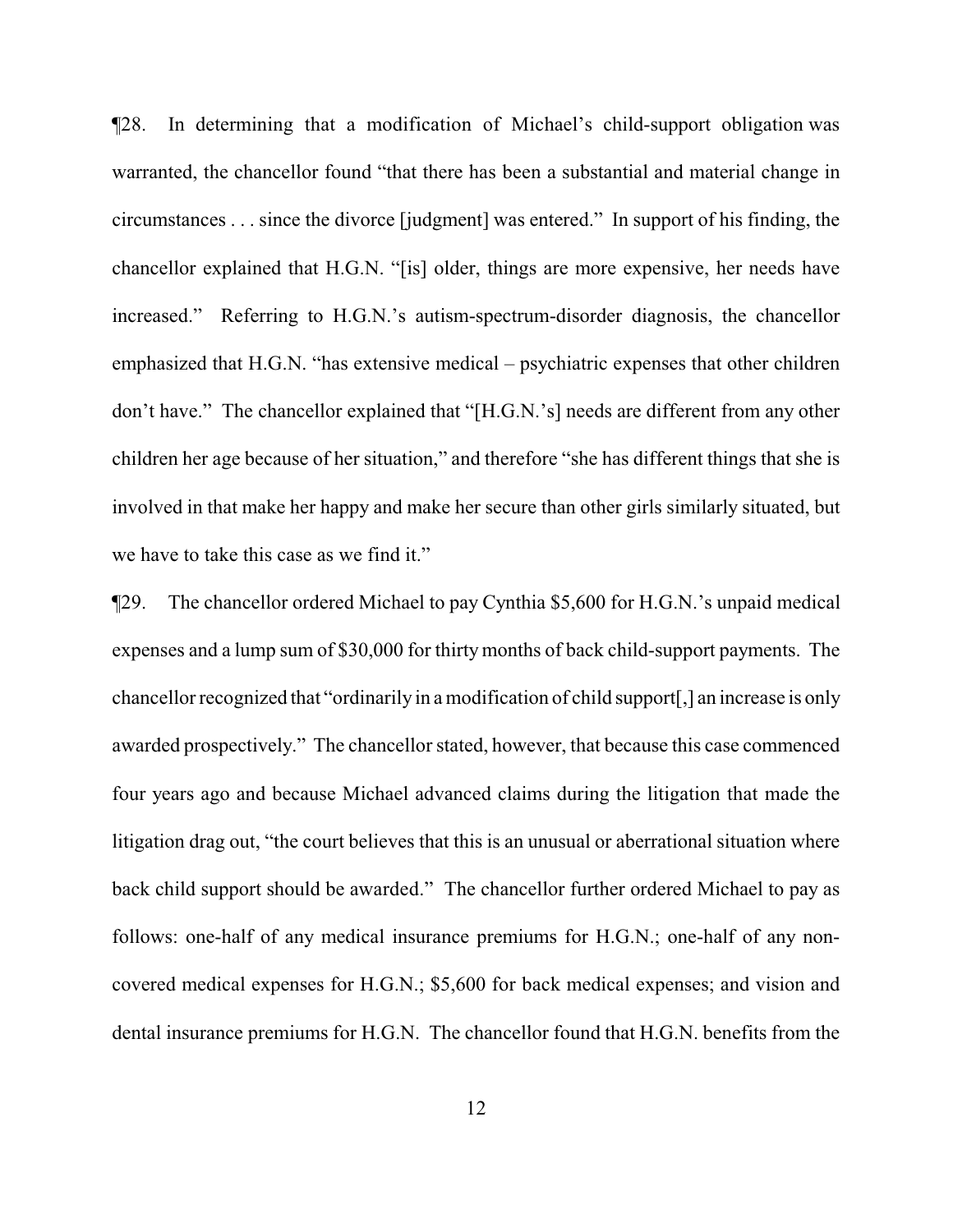¶28. In determining that a modification of Michael's child-support obligation was warranted, the chancellor found "that there has been a substantial and material change in circumstances . . . since the divorce [judgment] was entered." In support of his finding, the chancellor explained that H.G.N. "[is] older, things are more expensive, her needs have increased." Referring to H.G.N.'s autism-spectrum-disorder diagnosis, the chancellor emphasized that H.G.N. "has extensive medical – psychiatric expenses that other children don't have." The chancellor explained that "[H.G.N.'s] needs are different from any other children her age because of her situation," and therefore "she has different things that she is involved in that make her happy and make her secure than other girls similarly situated, but we have to take this case as we find it."

¶29. The chancellor ordered Michael to pay Cynthia $5,600 for H.G.N.'s unpaid medical expenses and a lump sum of $30,000 for thirty months of back child-support payments. The chancellor recognized that "ordinarily in a modification of child support[,] an increase is only awarded prospectively." The chancellor stated, however, that because this case commenced four years ago and because Michael advanced claims during the litigation that made the litigation drag out, "the court believes that this is an unusual or aberrational situation where back child support should be awarded." The chancellor further ordered Michael to pay as follows: one-half of any medical insurance premiums for H.G.N.; one-half of any non-covered medical expenses for H.G.N.; $5,600 for back medical expenses; and vision and dental insurance premiums for H.G.N. The chancellor found that H.G.N. benefits from the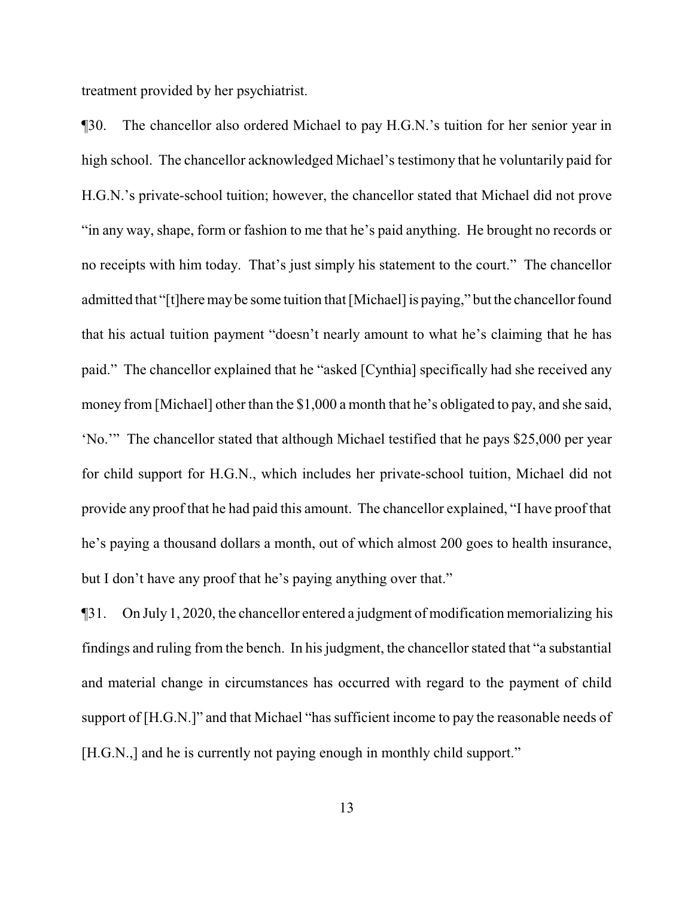treatment provided by her psychiatrist.

¶30. The chancellor also ordered Michael to pay H.G.N.'s tuition for her senior year in high school. The chancellor acknowledged Michael's testimony that he voluntarily paid for H.G.N.'s private-school tuition; however, the chancellor stated that Michael did not prove "in any way, shape, form or fashion to me that he's paid anything. He brought no records or no receipts with him today. That's just simply his statement to the court." The chancellor admitted that "[t]here may be some tuition that [Michael] is paying," but the chancellor found that his actual tuition payment "doesn't nearly amount to what he's claiming that he has paid." The chancellor explained that he "asked [Cynthia] specifically had she received any money from [Michael] other than the $1,000 a month that he's obligated to pay, and she said, 'No.'" The chancellor stated that although Michael testified that he pays $25,000 per year for child support for H.G.N., which includes her private-school tuition, Michael did not provide any proof that he had paid this amount. The chancellor explained, "I have proof that he's paying a thousand dollars a month, out of which almost 200 goes to health insurance, but I don't have any proof that he's paying anything over that."

¶31. On July 1, 2020, the chancellor entered a judgment of modification memorializing his findings and ruling from the bench. In his judgment, the chancellor stated that "a substantial and material change in circumstances has occurred with regard to the payment of child support of [H.G.N.]" and that Michael "has sufficient income to pay the reasonable needs of [H.G.N.,] and he is currently not paying enough in monthly child support."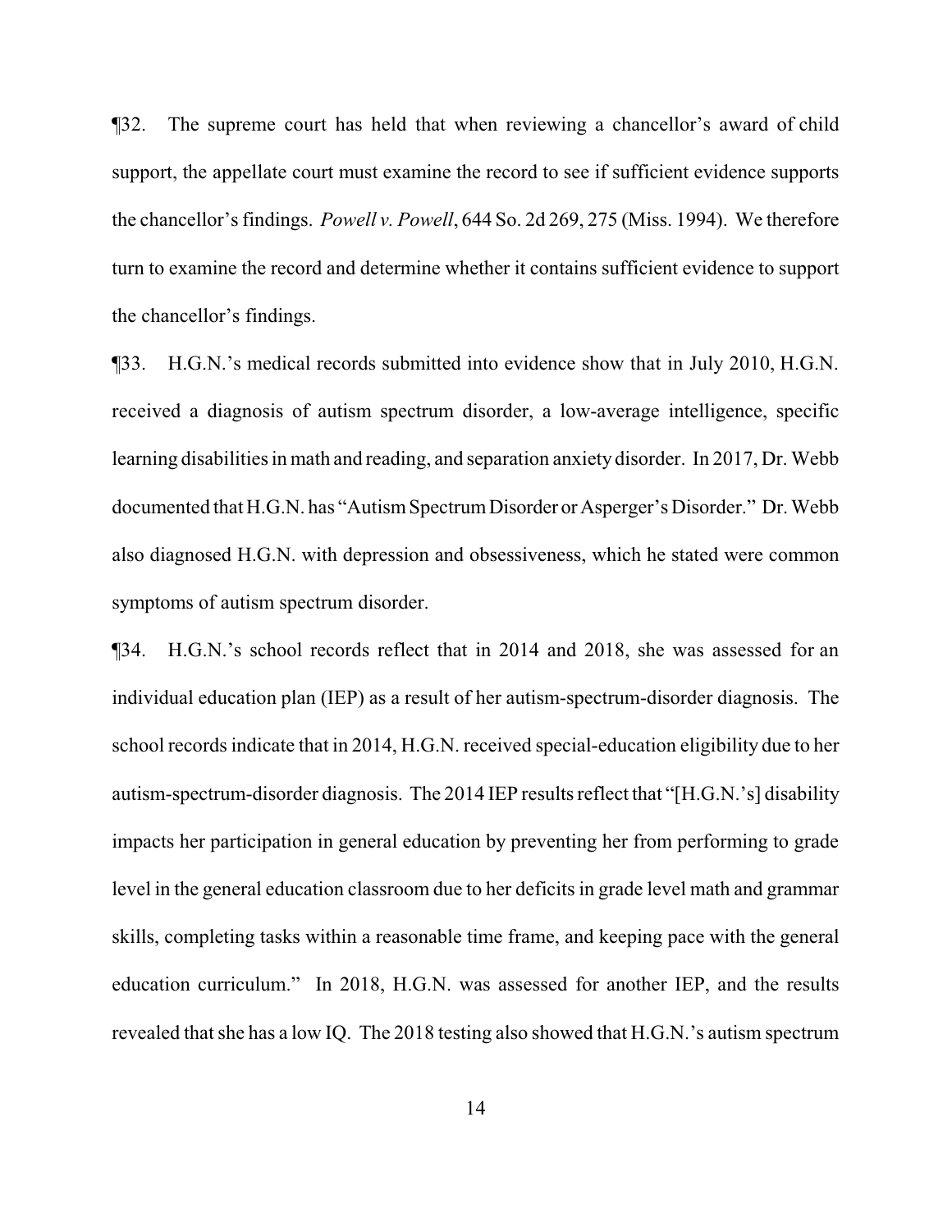¶32. The supreme court has held that when reviewing a chancellor's award of child support, the appellate court must examine the record to see if sufficient evidence supports the chancellor's findings. *Powell v. Powell*, 644 So. 2d 269, 275 (Miss. 1994). We therefore turn to examine the record and determine whether it contains sufficient evidence to support the chancellor's findings.

¶33. H.G.N.'s medical records submitted into evidence show that in July 2010, H.G.N. received a diagnosis of autism spectrum disorder, a low-average intelligence, specific learning disabilities in math and reading, and separation anxiety disorder. In 2017, Dr. Webb documented that H.G.N. has "Autism Spectrum Disorder or Asperger's Disorder." Dr. Webb also diagnosed H.G.N. with depression and obsessiveness, which he stated were common symptoms of autism spectrum disorder.

¶34. H.G.N.'s school records reflect that in 2014 and 2018, she was assessed for an individual education plan (IEP) as a result of her autism-spectrum-disorder diagnosis. The school records indicate that in 2014, H.G.N. received special-education eligibility due to her autism-spectrum-disorder diagnosis. The 2014 IEP results reflect that "[H.G.N.'s] disability impacts her participation in general education by preventing her from performing to grade level in the general education classroom due to her deficits in grade level math and grammar skills, completing tasks within a reasonable time frame, and keeping pace with the general education curriculum." In 2018, H.G.N. was assessed for another IEP, and the results revealed that she has a low IQ. The 2018 testing also showed that H.G.N.'s autism spectrum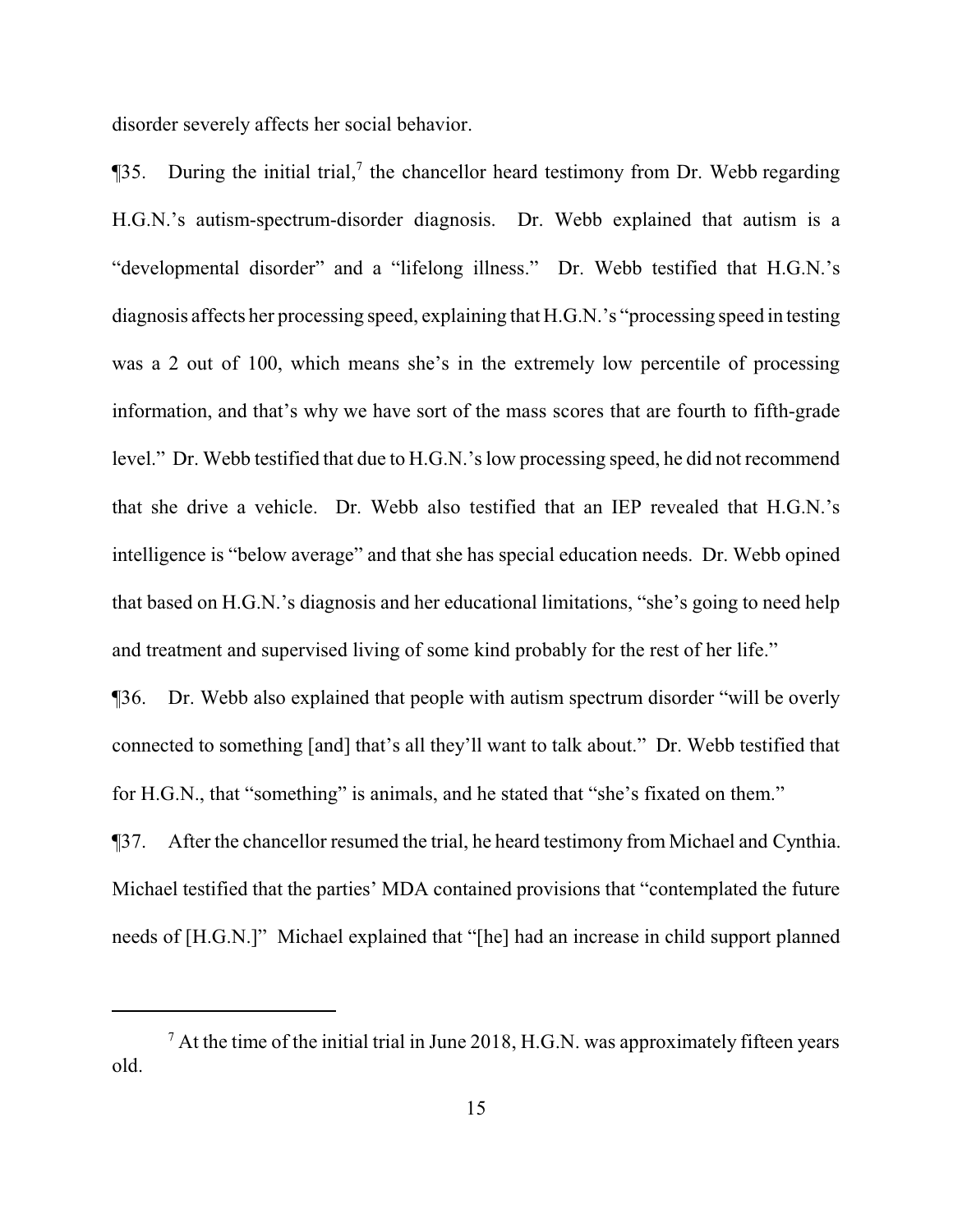disorder severely affects her social behavior.

¶35. During the initial trial,[7] the chancellor heard testimony from Dr. Webb regarding H.G.N.'s autism-spectrum-disorder diagnosis. Dr. Webb explained that autism is a "developmental disorder" and a "lifelong illness." Dr. Webb testified that H.G.N.'s diagnosis affects her processing speed, explaining that H.G.N.'s "processing speed in testing was a 2 out of 100, which means she's in the extremely low percentile of processing information, and that's why we have sort of the mass scores that are fourth to fifth-grade level." Dr. Webb testified that due to H.G.N.'s low processing speed, he did not recommend that she drive a vehicle. Dr. Webb also testified that an IEP revealed that H.G.N.'s intelligence is "below average" and that she has special education needs. Dr. Webb opined that based on H.G.N.'s diagnosis and her educational limitations, "she's going to need help and treatment and supervised living of some kind probably for the rest of her life."

¶36. Dr. Webb also explained that people with autism spectrum disorder "will be overly connected to something [and] that's all they'll want to talk about." Dr. Webb testified that for H.G.N., that "something" is animals, and he stated that "she's fixated on them."

¶37. After the chancellor resumed the trial, he heard testimony from Michael and Cynthia. Michael testified that the parties' MDA contained provisions that "contemplated the future needs of [H.G.N.]" Michael explained that "[he] had an increase in child support planned

---

[7] At the time of the initial trial in June 2018, H.G.N. was approximately fifteen years old.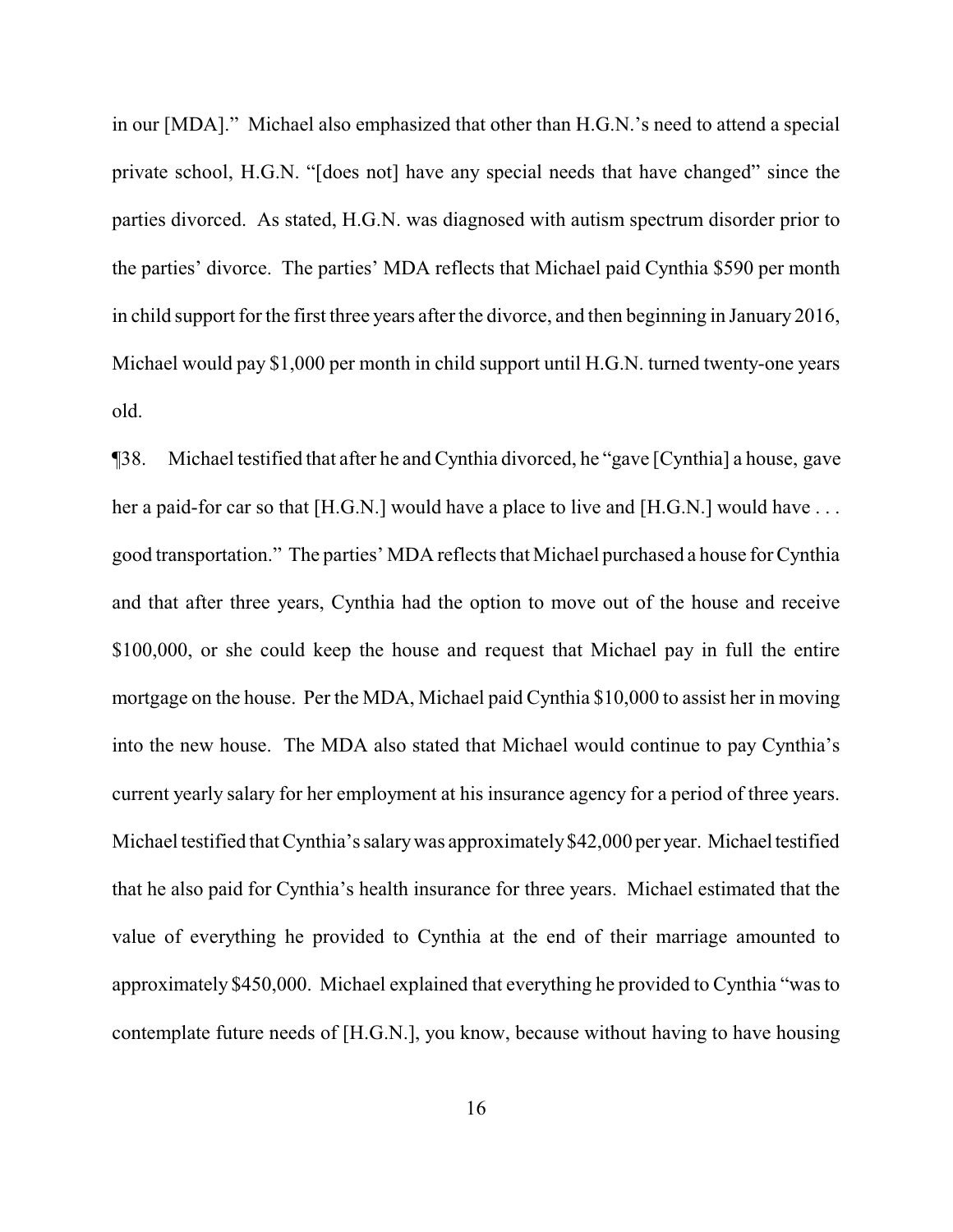in our [MDA]." Michael also emphasized that other than H.G.N.'s need to attend a special private school, H.G.N. "[does not] have any special needs that have changed" since the parties divorced. As stated, H.G.N. was diagnosed with autism spectrum disorder prior to the parties' divorce. The parties' MDA reflects that Michael paid Cynthia $590 per month in child support for the first three years after the divorce, and then beginning in January 2016, Michael would pay $1,000 per month in child support until H.G.N. turned twenty-one years old.

¶38. Michael testified that after he and Cynthia divorced, he "gave [Cynthia] a house, gave her a paid-for car so that [H.G.N.] would have a place to live and [H.G.N.] would have . . . good transportation." The parties' MDA reflects that Michael purchased a house for Cynthia and that after three years, Cynthia had the option to move out of the house and receive $100,000, or she could keep the house and request that Michael pay in full the entire mortgage on the house. Per the MDA, Michael paid Cynthia $10,000 to assist her in moving into the new house. The MDA also stated that Michael would continue to pay Cynthia's current yearly salary for her employment at his insurance agency for a period of three years. Michael testified that Cynthia's salary was approximately $42,000 per year. Michael testified that he also paid for Cynthia's health insurance for three years. Michael estimated that the value of everything he provided to Cynthia at the end of their marriage amounted to approximately $450,000. Michael explained that everything he provided to Cynthia "was to contemplate future needs of [H.G.N.], you know, because without having to have housing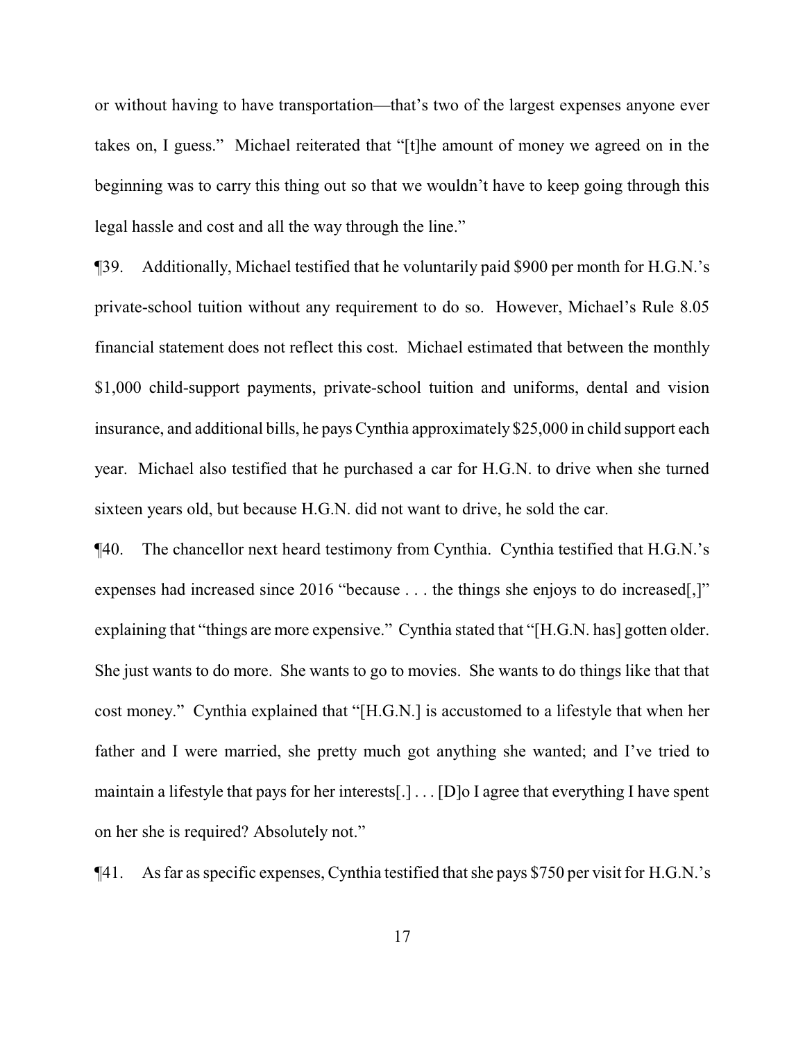or without having to have transportation—that's two of the largest expenses anyone ever takes on, I guess." Michael reiterated that "[t]he amount of money we agreed on in the beginning was to carry this thing out so that we wouldn't have to keep going through this legal hassle and cost and all the way through the line."

¶39. Additionally, Michael testified that he voluntarily paid $900 per month for H.G.N.'s private-school tuition without any requirement to do so. However, Michael's Rule 8.05 financial statement does not reflect this cost. Michael estimated that between the monthly $1,000 child-support payments, private-school tuition and uniforms, dental and vision insurance, and additional bills, he pays Cynthia approximately $25,000 in child support each year. Michael also testified that he purchased a car for H.G.N. to drive when she turned sixteen years old, but because H.G.N. did not want to drive, he sold the car.

¶40. The chancellor next heard testimony from Cynthia. Cynthia testified that H.G.N.'s expenses had increased since 2016 "because . . . the things she enjoys to do increased[,]" explaining that "things are more expensive." Cynthia stated that "[H.G.N. has] gotten older. She just wants to do more. She wants to go to movies. She wants to do things like that that cost money." Cynthia explained that "[H.G.N.] is accustomed to a lifestyle that when her father and I were married, she pretty much got anything she wanted; and I've tried to maintain a lifestyle that pays for her interests[.] . . . [D]o I agree that everything I have spent on her she is required? Absolutely not."

¶41. As far as specific expenses, Cynthia testified that she pays $750 per visit for H.G.N.'s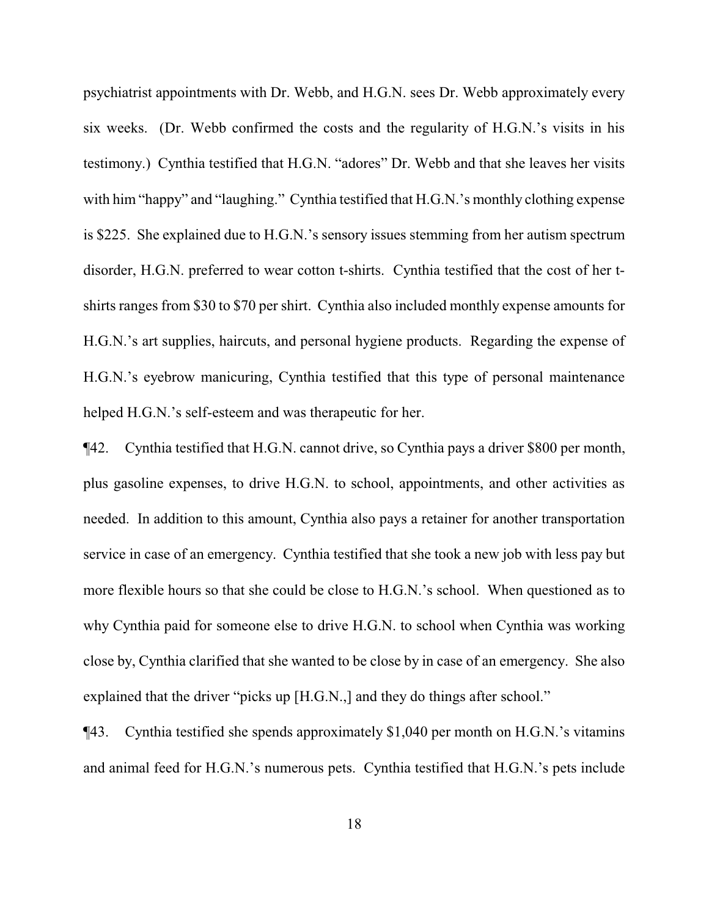psychiatrist appointments with Dr. Webb, and H.G.N. sees Dr. Webb approximately every six weeks. (Dr. Webb confirmed the costs and the regularity of H.G.N.'s visits in his testimony.) Cynthia testified that H.G.N. "adores" Dr. Webb and that she leaves her visits with him "happy" and "laughing." Cynthia testified that H.G.N.'s monthly clothing expense is $225. She explained due to H.G.N.'s sensory issues stemming from her autism spectrum disorder, H.G.N. preferred to wear cotton t-shirts. Cynthia testified that the cost of her t-shirts ranges from $30 to $70 per shirt. Cynthia also included monthly expense amounts for H.G.N.'s art supplies, haircuts, and personal hygiene products. Regarding the expense of H.G.N.'s eyebrow manicuring, Cynthia testified that this type of personal maintenance helped H.G.N.'s self-esteem and was therapeutic for her.

¶42. Cynthia testified that H.G.N. cannot drive, so Cynthia pays a driver $800 per month, plus gasoline expenses, to drive H.G.N. to school, appointments, and other activities as needed. In addition to this amount, Cynthia also pays a retainer for another transportation service in case of an emergency. Cynthia testified that she took a new job with less pay but more flexible hours so that she could be close to H.G.N.'s school. When questioned as to why Cynthia paid for someone else to drive H.G.N. to school when Cynthia was working close by, Cynthia clarified that she wanted to be close by in case of an emergency. She also explained that the driver "picks up [H.G.N.,] and they do things after school."

¶43. Cynthia testified she spends approximately $1,040 per month on H.G.N.'s vitamins and animal feed for H.G.N.'s numerous pets. Cynthia testified that H.G.N.'s pets include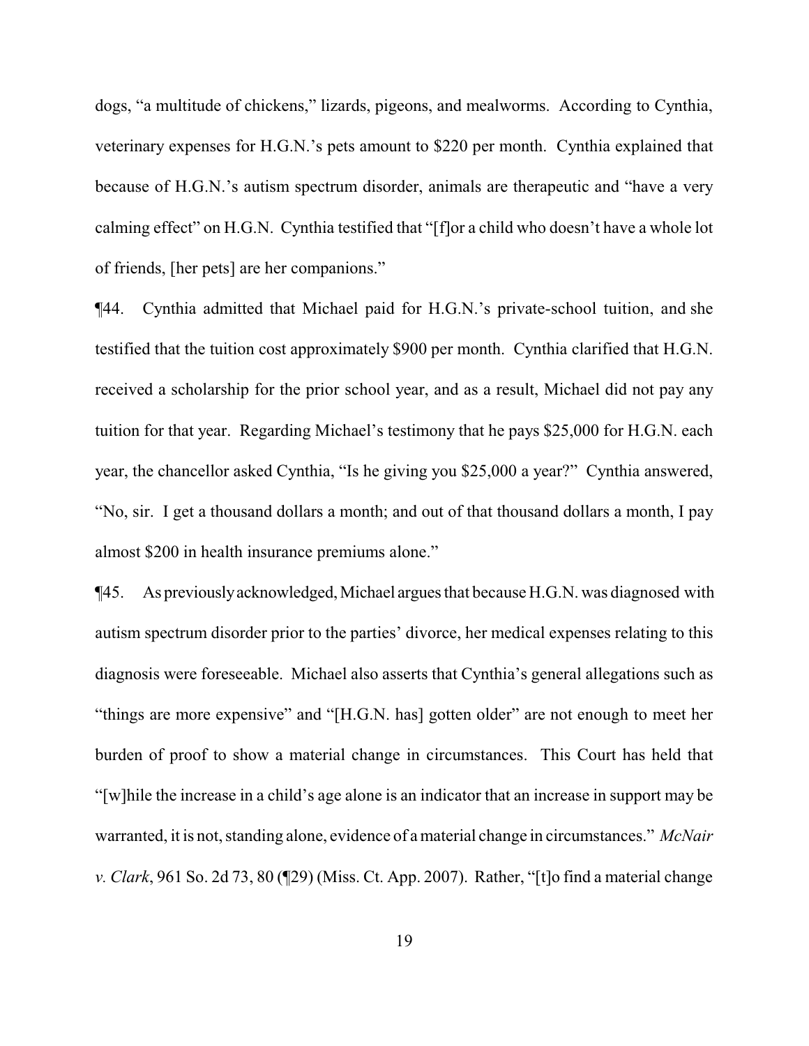dogs, "a multitude of chickens," lizards, pigeons, and mealworms. According to Cynthia, veterinary expenses for H.G.N.'s pets amount to $220 per month. Cynthia explained that because of H.G.N.'s autism spectrum disorder, animals are therapeutic and "have a very calming effect" on H.G.N. Cynthia testified that "[f]or a child who doesn't have a whole lot of friends, [her pets] are her companions."

¶44. Cynthia admitted that Michael paid for H.G.N.'s private-school tuition, and she testified that the tuition cost approximately $900 per month. Cynthia clarified that H.G.N. received a scholarship for the prior school year, and as a result, Michael did not pay any tuition for that year. Regarding Michael's testimony that he pays $25,000 for H.G.N. each year, the chancellor asked Cynthia, "Is he giving you $25,000 a year?" Cynthia answered, "No, sir. I get a thousand dollars a month; and out of that thousand dollars a month, I pay almost $200 in health insurance premiums alone."

¶45. As previously acknowledged, Michael argues that because H.G.N. was diagnosed with autism spectrum disorder prior to the parties' divorce, her medical expenses relating to this diagnosis were foreseeable. Michael also asserts that Cynthia's general allegations such as "things are more expensive" and "[H.G.N. has] gotten older" are not enough to meet her burden of proof to show a material change in circumstances. This Court has held that "[w]hile the increase in a child's age alone is an indicator that an increase in support may be warranted, it is not, standing alone, evidence of a material change in circumstances." *McNair v. Clark*, 961 So. 2d 73, 80 (¶29) (Miss. Ct. App. 2007). Rather, "[t]o find a material change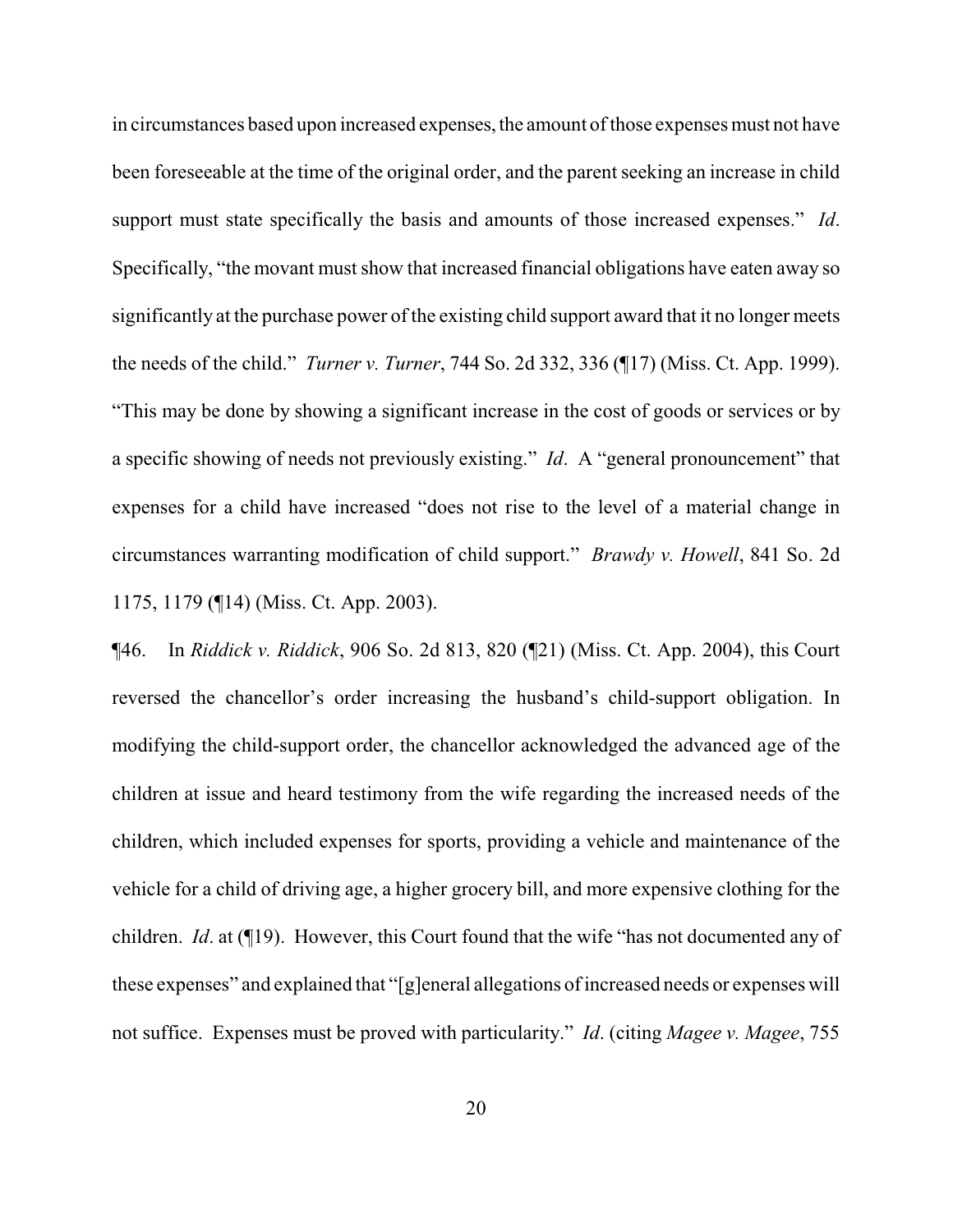in circumstances based upon increased expenses, the amount of those expenses must not have been foreseeable at the time of the original order, and the parent seeking an increase in child support must state specifically the basis and amounts of those increased expenses." *Id*. Specifically, "the movant must show that increased financial obligations have eaten away so significantly at the purchase power of the existing child support award that it no longer meets the needs of the child." *Turner v. Turner*, 744 So. 2d 332, 336 (¶17) (Miss. Ct. App. 1999). "This may be done by showing a significant increase in the cost of goods or services or by a specific showing of needs not previously existing." *Id*. A "general pronouncement" that expenses for a child have increased "does not rise to the level of a material change in circumstances warranting modification of child support." *Brawdy v. Howell*, 841 So. 2d 1175, 1179 (¶14) (Miss. Ct. App. 2003).

¶46. In *Riddick v. Riddick*, 906 So. 2d 813, 820 (¶21) (Miss. Ct. App. 2004), this Court reversed the chancellor's order increasing the husband's child-support obligation. In modifying the child-support order, the chancellor acknowledged the advanced age of the children at issue and heard testimony from the wife regarding the increased needs of the children, which included expenses for sports, providing a vehicle and maintenance of the vehicle for a child of driving age, a higher grocery bill, and more expensive clothing for the children. *Id*. at (¶19). However, this Court found that the wife "has not documented any of these expenses" and explained that "[g]eneral allegations of increased needs or expenses will not suffice. Expenses must be proved with particularity." *Id*. (citing *Magee v. Magee*, 755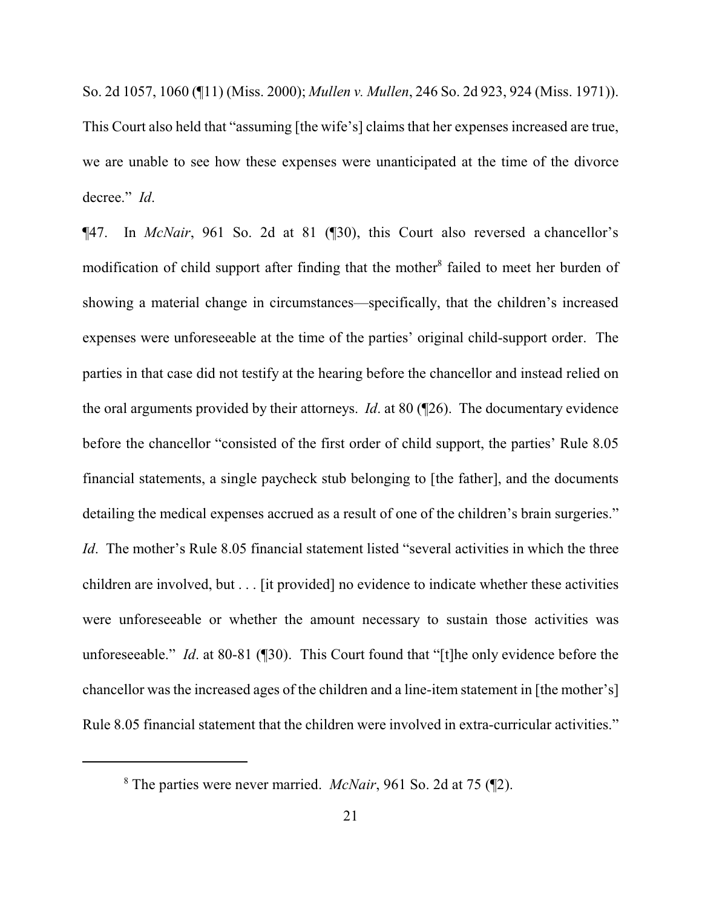So. 2d 1057, 1060 (¶11) (Miss. 2000); *Mullen v. Mullen*, 246 So. 2d 923, 924 (Miss. 1971)). This Court also held that "assuming [the wife's] claims that her expenses increased are true, we are unable to see how these expenses were unanticipated at the time of the divorce decree." *Id*.

¶47. In *McNair*, 961 So. 2d at 81 (¶30), this Court also reversed a chancellor's modification of child support after finding that the mother[8] failed to meet her burden of showing a material change in circumstances—specifically, that the children's increased expenses were unforeseeable at the time of the parties' original child-support order. The parties in that case did not testify at the hearing before the chancellor and instead relied on the oral arguments provided by their attorneys. *Id*. at 80 (¶26). The documentary evidence before the chancellor "consisted of the first order of child support, the parties' Rule 8.05 financial statements, a single paycheck stub belonging to [the father], and the documents detailing the medical expenses accrued as a result of one of the children's brain surgeries." *Id*. The mother's Rule 8.05 financial statement listed "several activities in which the three children are involved, but . . . [it provided] no evidence to indicate whether these activities were unforeseeable or whether the amount necessary to sustain those activities was unforeseeable." *Id*. at 80-81 (¶30). This Court found that "[t]he only evidence before the chancellor was the increased ages of the children and a line-item statement in [the mother's] Rule 8.05 financial statement that the children were involved in extra-curricular activities."

[8] The parties were never married. *McNair*, 961 So. 2d at 75 (¶2).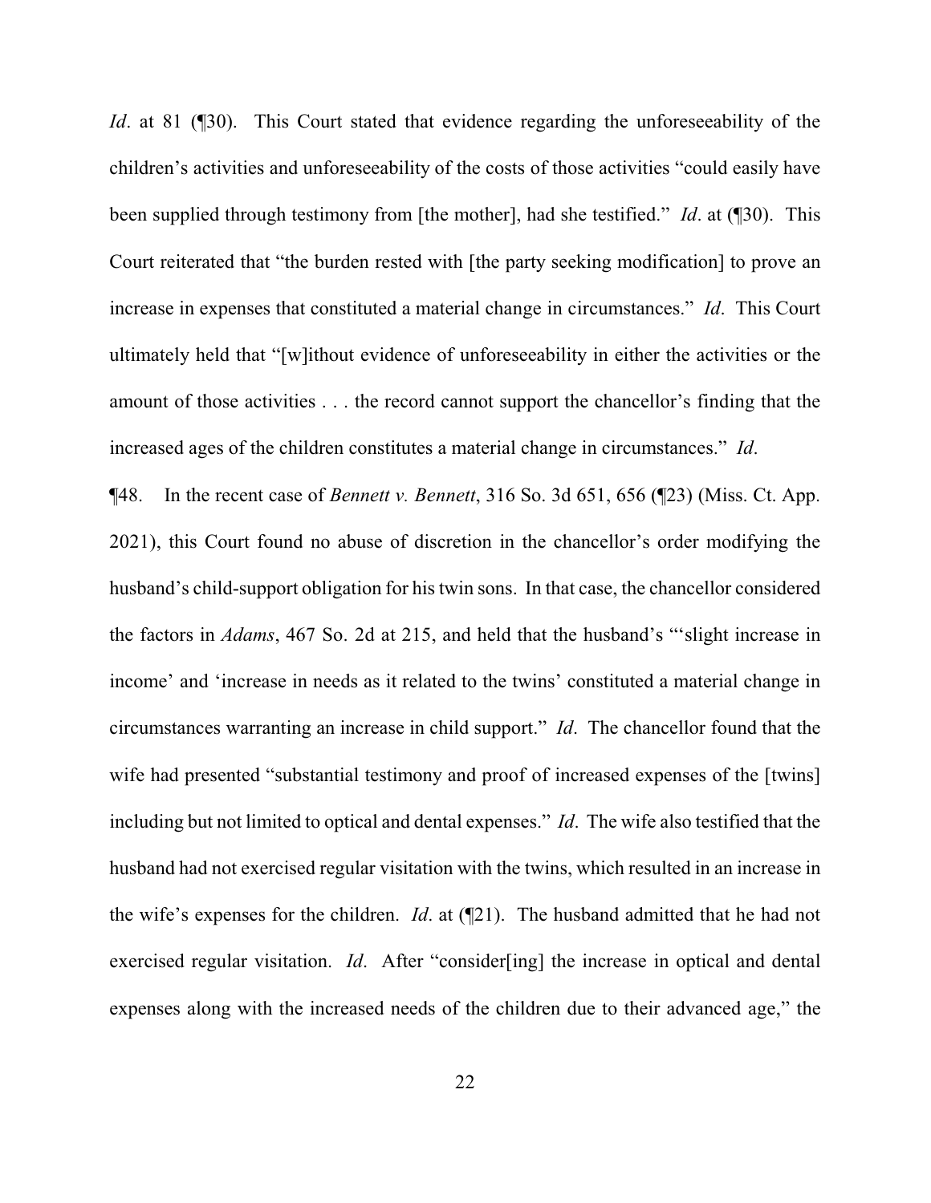*Id*. at 81 (¶30). This Court stated that evidence regarding the unforeseeability of the children's activities and unforeseeability of the costs of those activities "could easily have been supplied through testimony from [the mother], had she testified." *Id*. at (¶30). This Court reiterated that "the burden rested with [the party seeking modification] to prove an increase in expenses that constituted a material change in circumstances." *Id*. This Court ultimately held that "[w]ithout evidence of unforeseeability in either the activities or the amount of those activities . . . the record cannot support the chancellor's finding that the increased ages of the children constitutes a material change in circumstances." *Id*.

¶48. In the recent case of *Bennett v. Bennett*, 316 So. 3d 651, 656 (¶23) (Miss. Ct. App. 2021), this Court found no abuse of discretion in the chancellor's order modifying the husband's child-support obligation for his twin sons. In that case, the chancellor considered the factors in *Adams*, 467 So. 2d at 215, and held that the husband's "'slight increase in income' and 'increase in needs as it related to the twins' constituted a material change in circumstances warranting an increase in child support." *Id*. The chancellor found that the wife had presented "substantial testimony and proof of increased expenses of the [twins] including but not limited to optical and dental expenses." *Id*. The wife also testified that the husband had not exercised regular visitation with the twins, which resulted in an increase in the wife's expenses for the children. *Id*. at (¶21). The husband admitted that he had not exercised regular visitation. *Id*. After "consider[ing] the increase in optical and dental expenses along with the increased needs of the children due to their advanced age," the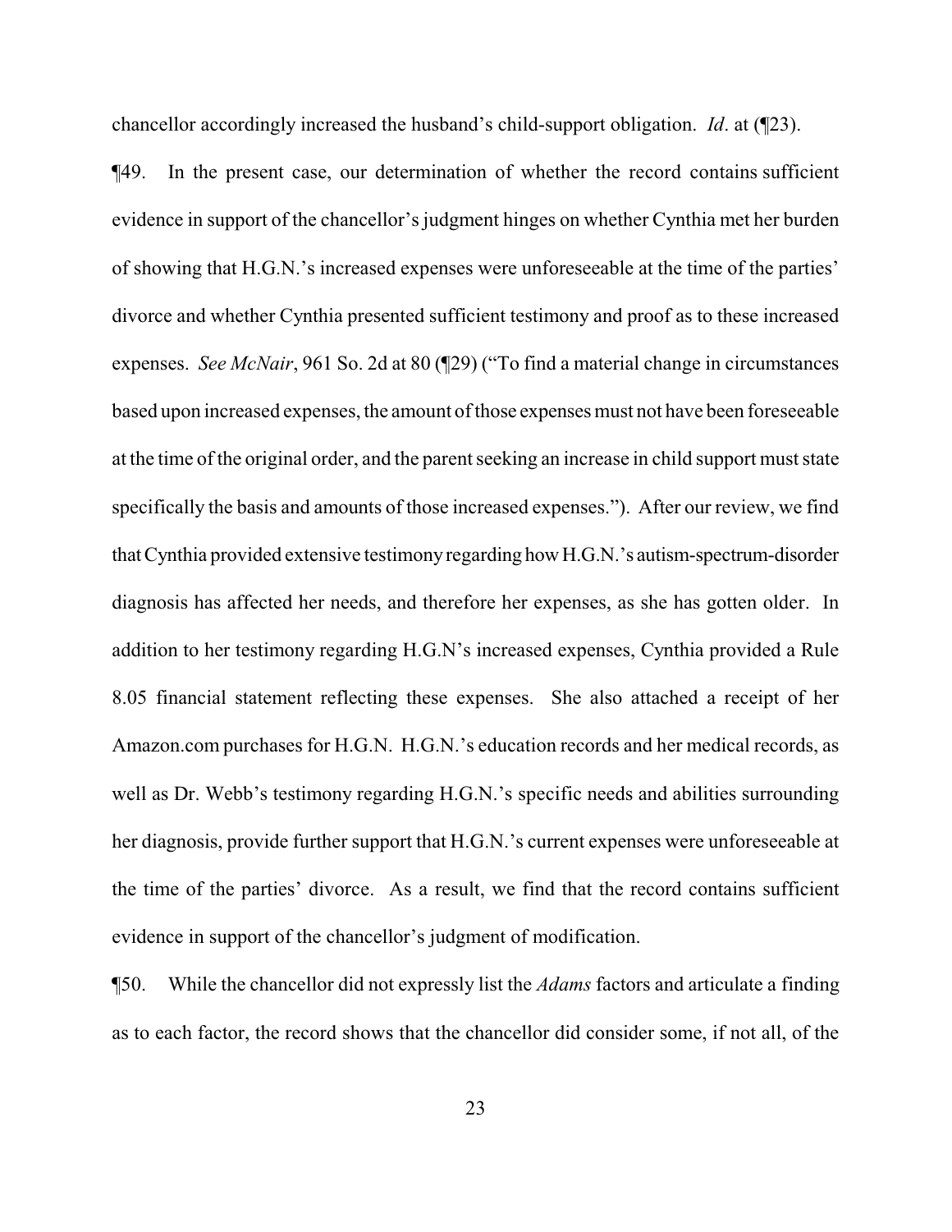chancellor accordingly increased the husband's child-support obligation. *Id*. at (¶23).

¶49. In the present case, our determination of whether the record contains sufficient evidence in support of the chancellor's judgment hinges on whether Cynthia met her burden of showing that H.G.N.'s increased expenses were unforeseeable at the time of the parties' divorce and whether Cynthia presented sufficient testimony and proof as to these increased expenses. *See McNair*, 961 So. 2d at 80 (¶29) ("To find a material change in circumstances based upon increased expenses, the amount of those expenses must not have been foreseeable at the time of the original order, and the parent seeking an increase in child support must state specifically the basis and amounts of those increased expenses."). After our review, we find that Cynthia provided extensive testimony regarding how H.G.N.'s autism-spectrum-disorder diagnosis has affected her needs, and therefore her expenses, as she has gotten older. In addition to her testimony regarding H.G.N's increased expenses, Cynthia provided a Rule 8.05 financial statement reflecting these expenses. She also attached a receipt of her Amazon.com purchases for H.G.N. H.G.N.'s education records and her medical records, as well as Dr. Webb's testimony regarding H.G.N.'s specific needs and abilities surrounding her diagnosis, provide further support that H.G.N.'s current expenses were unforeseeable at the time of the parties' divorce. As a result, we find that the record contains sufficient evidence in support of the chancellor's judgment of modification.

¶50. While the chancellor did not expressly list the *Adams* factors and articulate a finding as to each factor, the record shows that the chancellor did consider some, if not all, of the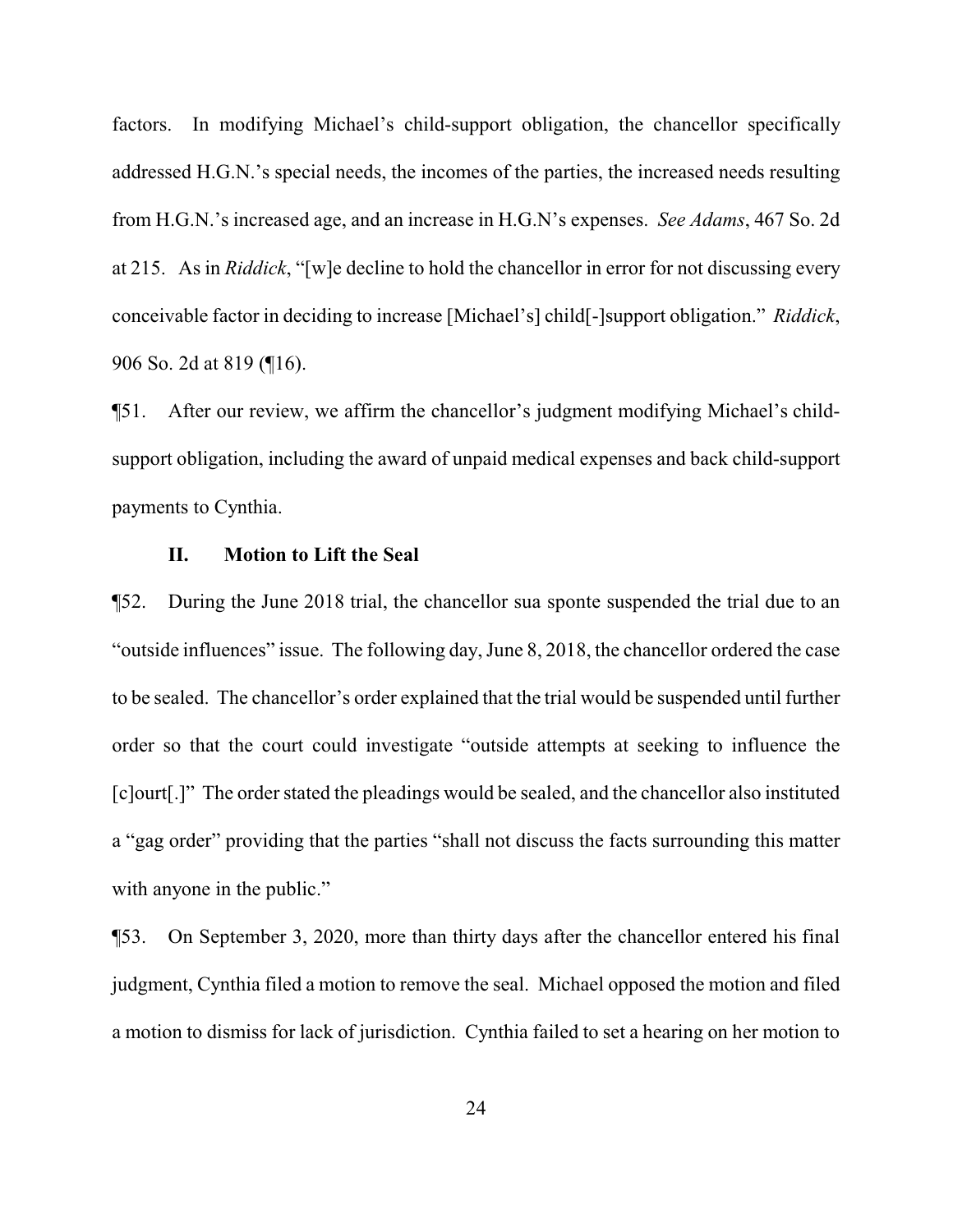factors. In modifying Michael's child-support obligation, the chancellor specifically addressed H.G.N.'s special needs, the incomes of the parties, the increased needs resulting from H.G.N.'s increased age, and an increase in H.G.N's expenses. *See Adams*, 467 So. 2d at 215. As in *Riddick*, "[w]e decline to hold the chancellor in error for not discussing every conceivable factor in deciding to increase [Michael's] child[-]support obligation." *Riddick*, 906 So. 2d at 819 (¶16).

¶51. After our review, we affirm the chancellor's judgment modifying Michael's child-support obligation, including the award of unpaid medical expenses and back child-support payments to Cynthia.

### II. Motion to Lift the Seal

¶52. During the June 2018 trial, the chancellor sua sponte suspended the trial due to an "outside influences" issue. The following day, June 8, 2018, the chancellor ordered the case to be sealed. The chancellor's order explained that the trial would be suspended until further order so that the court could investigate "outside attempts at seeking to influence the [c]ourt[.]" The order stated the pleadings would be sealed, and the chancellor also instituted a "gag order" providing that the parties "shall not discuss the facts surrounding this matter with anyone in the public."

¶53. On September 3, 2020, more than thirty days after the chancellor entered his final judgment, Cynthia filed a motion to remove the seal. Michael opposed the motion and filed a motion to dismiss for lack of jurisdiction. Cynthia failed to set a hearing on her motion to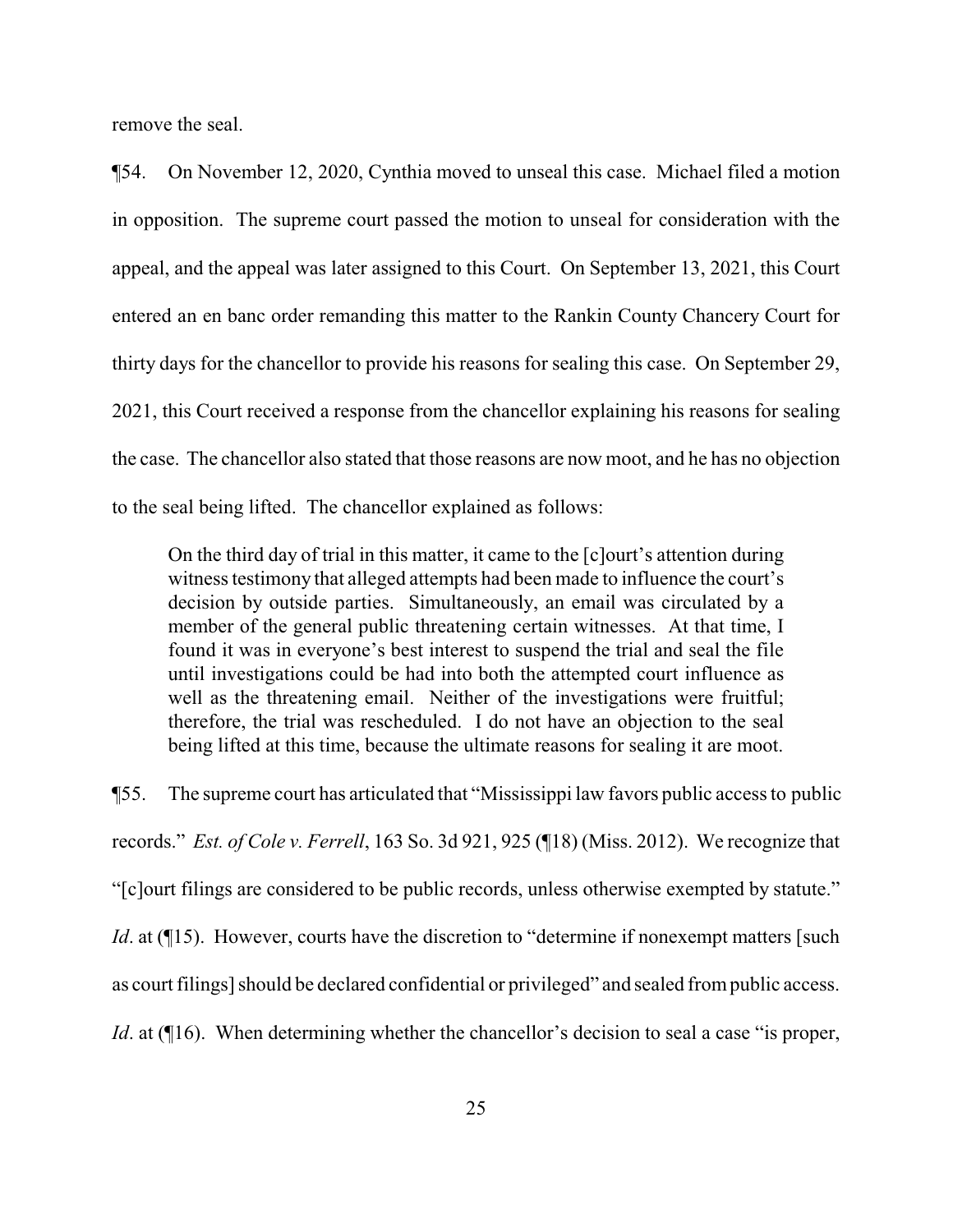remove the seal.

¶54. On November 12, 2020, Cynthia moved to unseal this case. Michael filed a motion in opposition. The supreme court passed the motion to unseal for consideration with the appeal, and the appeal was later assigned to this Court. On September 13, 2021, this Court entered an en banc order remanding this matter to the Rankin County Chancery Court for thirty days for the chancellor to provide his reasons for sealing this case. On September 29, 2021, this Court received a response from the chancellor explaining his reasons for sealing the case. The chancellor also stated that those reasons are now moot, and he has no objection to the seal being lifted. The chancellor explained as follows:

> On the third day of trial in this matter, it came to the [c]ourt's attention during witness testimony that alleged attempts had been made to influence the court's decision by outside parties. Simultaneously, an email was circulated by a member of the general public threatening certain witnesses. At that time, I found it was in everyone's best interest to suspend the trial and seal the file until investigations could be had into both the attempted court influence as well as the threatening email. Neither of the investigations were fruitful; therefore, the trial was rescheduled. I do not have an objection to the seal being lifted at this time, because the ultimate reasons for sealing it are moot.

¶55. The supreme court has articulated that "Mississippi law favors public access to public records." *Est. of Cole v. Ferrell*, 163 So. 3d 921, 925 (¶18) (Miss. 2012). We recognize that "[c]ourt filings are considered to be public records, unless otherwise exempted by statute." *Id*. at (¶15). However, courts have the discretion to "determine if nonexempt matters [such as court filings] should be declared confidential or privileged" and sealed from public access. *Id*. at (¶16). When determining whether the chancellor's decision to seal a case "is proper,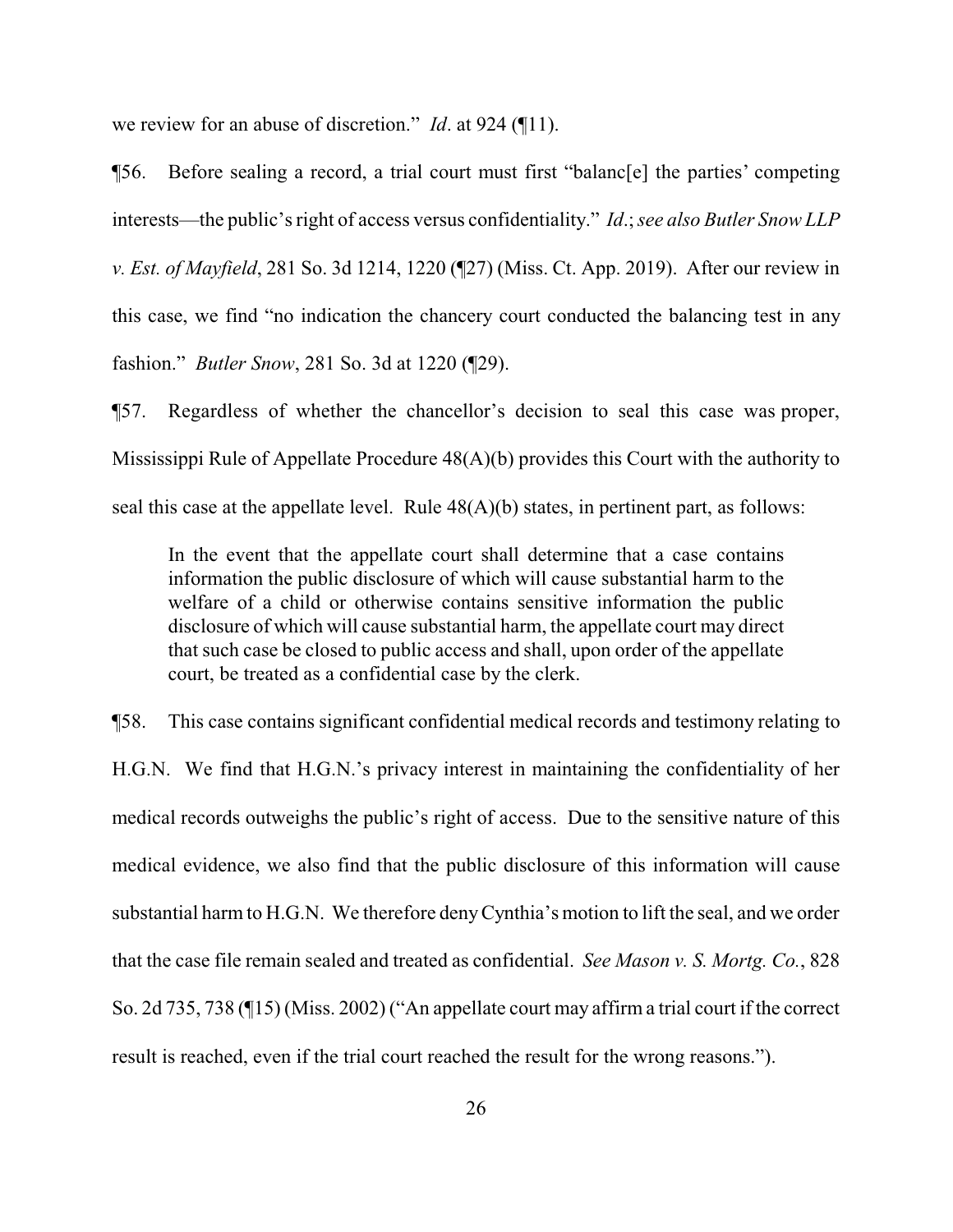we review for an abuse of discretion." *Id*. at 924 (¶11).

¶56. Before sealing a record, a trial court must first "balanc[e] the parties' competing interests—the public's right of access versus confidentiality." *Id*.; *see also Butler Snow LLP v. Est. of Mayfield*, 281 So. 3d 1214, 1220 (¶27) (Miss. Ct. App. 2019). After our review in this case, we find "no indication the chancery court conducted the balancing test in any fashion." *Butler Snow*, 281 So. 3d at 1220 (¶29).

¶57. Regardless of whether the chancellor's decision to seal this case was proper, Mississippi Rule of Appellate Procedure 48(A)(b) provides this Court with the authority to seal this case at the appellate level. Rule 48(A)(b) states, in pertinent part, as follows:

> In the event that the appellate court shall determine that a case contains information the public disclosure of which will cause substantial harm to the welfare of a child or otherwise contains sensitive information the public disclosure of which will cause substantial harm, the appellate court may direct that such case be closed to public access and shall, upon order of the appellate court, be treated as a confidential case by the clerk.

¶58. This case contains significant confidential medical records and testimony relating to H.G.N. We find that H.G.N.'s privacy interest in maintaining the confidentiality of her medical records outweighs the public's right of access. Due to the sensitive nature of this medical evidence, we also find that the public disclosure of this information will cause substantial harm to H.G.N. We therefore deny Cynthia's motion to lift the seal, and we order that the case file remain sealed and treated as confidential. *See Mason v. S. Mortg. Co.*, 828 So. 2d 735, 738 (¶15) (Miss. 2002) ("An appellate court may affirm a trial court if the correct result is reached, even if the trial court reached the result for the wrong reasons.").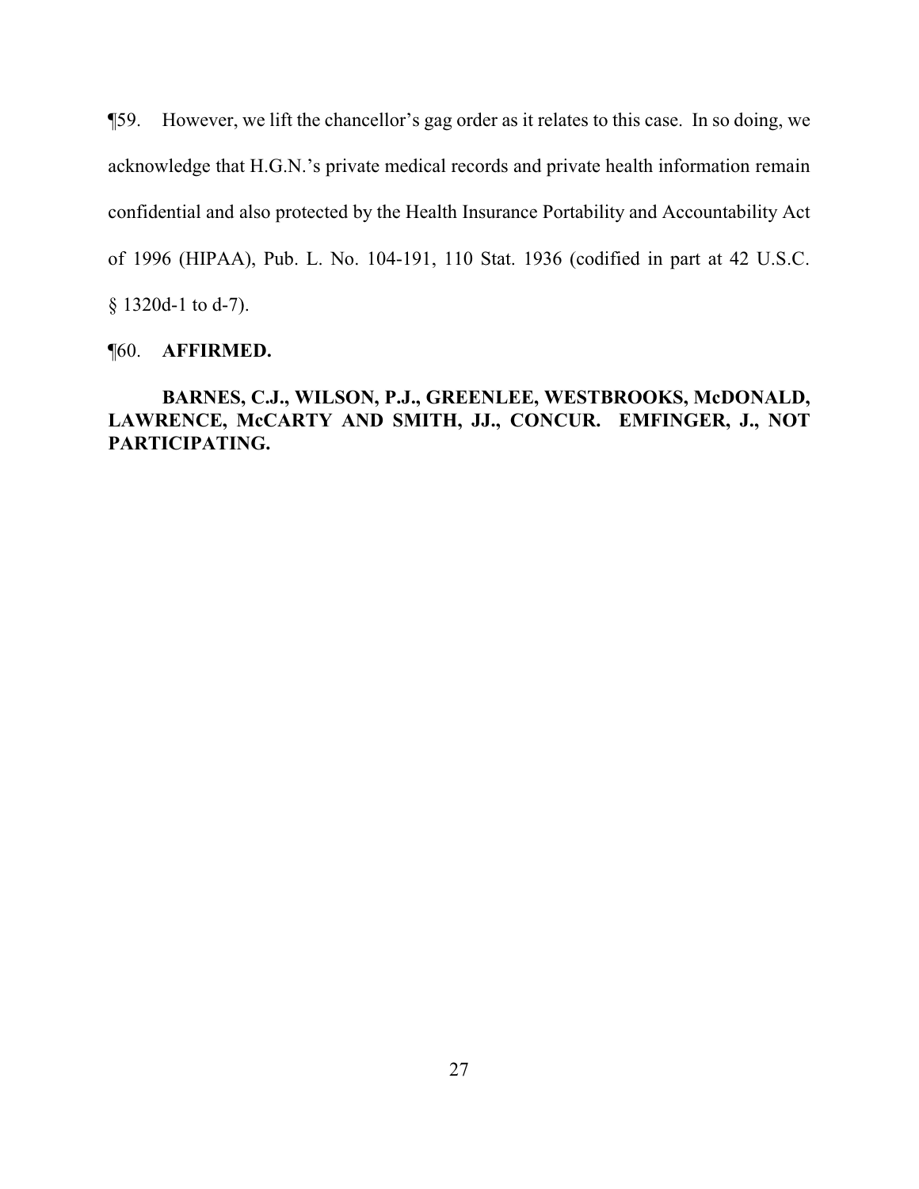¶59. However, we lift the chancellor's gag order as it relates to this case. In so doing, we acknowledge that H.G.N.'s private medical records and private health information remain confidential and also protected by the Health Insurance Portability and Accountability Act of 1996 (HIPAA), Pub. L. No. 104-191, 110 Stat. 1936 (codified in part at 42 U.S.C. § 1320d-1 to d-7).

¶60. **AFFIRMED.**

**BARNES, C.J., WILSON, P.J., GREENLEE, WESTBROOKS, McDONALD, LAWRENCE, McCARTY AND SMITH, JJ., CONCUR. EMFINGER, J., NOT PARTICIPATING.**